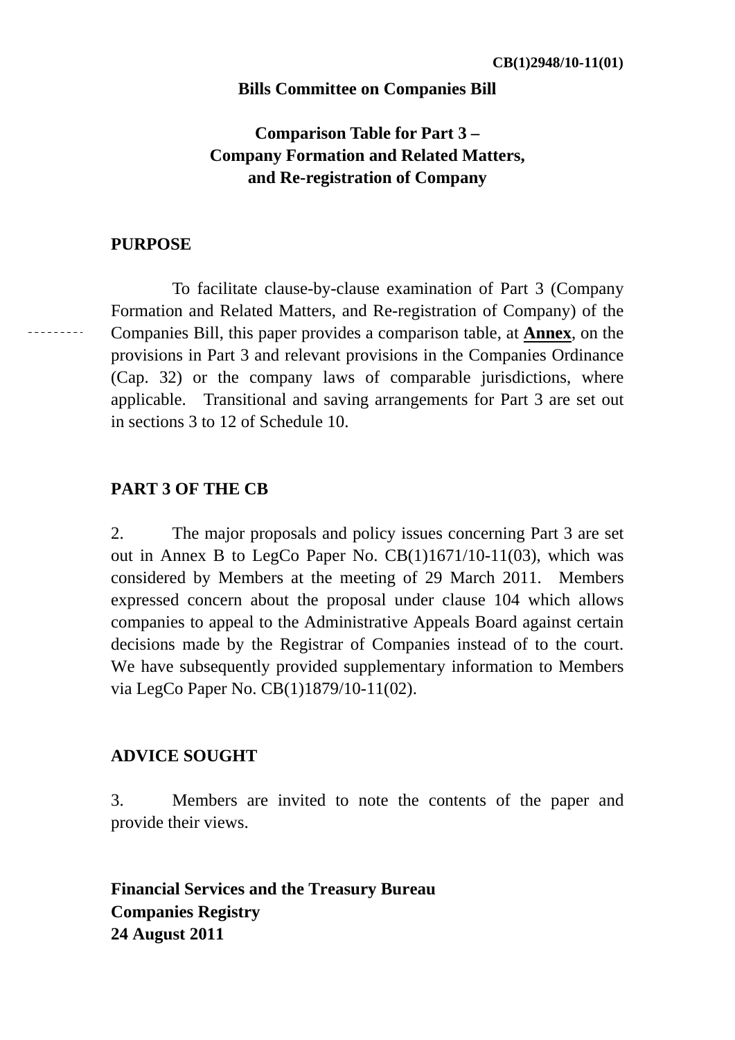**CB(1)2948/10-11(01)**

**Bills Committee on Companies Bill**

# Comparison Table for Part 3 – Company Formation and Related Matters, and Re-registration of Company

## PURPOSE

To facilitate clause-by-clause examination of Part 3 (Company Formation and Related Matters, and Re-registration of Company) of the Companies Bill, this paper provides a comparison table, at **Annex**, on the provisions in Part 3 and relevant provisions in the Companies Ordinance (Cap. 32) or the company laws of comparable jurisdictions, where applicable. Transitional and saving arrangements for Part 3 are set out in sections 3 to 12 of Schedule 10.

## PART 3 OF THE CB

2. The major proposals and policy issues concerning Part 3 are set out in Annex B to LegCo Paper No. CB(1)1671/10-11(03), which was considered by Members at the meeting of 29 March 2011. Members expressed concern about the proposal under clause 104 which allows companies to appeal to the Administrative Appeals Board against certain decisions made by the Registrar of Companies instead of to the court. We have subsequently provided supplementary information to Members via LegCo Paper No. CB(1)1879/10-11(02).

## ADVICE SOUGHT

3. Members are invited to note the contents of the paper and provide their views.

**Financial Services and the Treasury Bureau**
**Companies Registry**
**24 August 2011**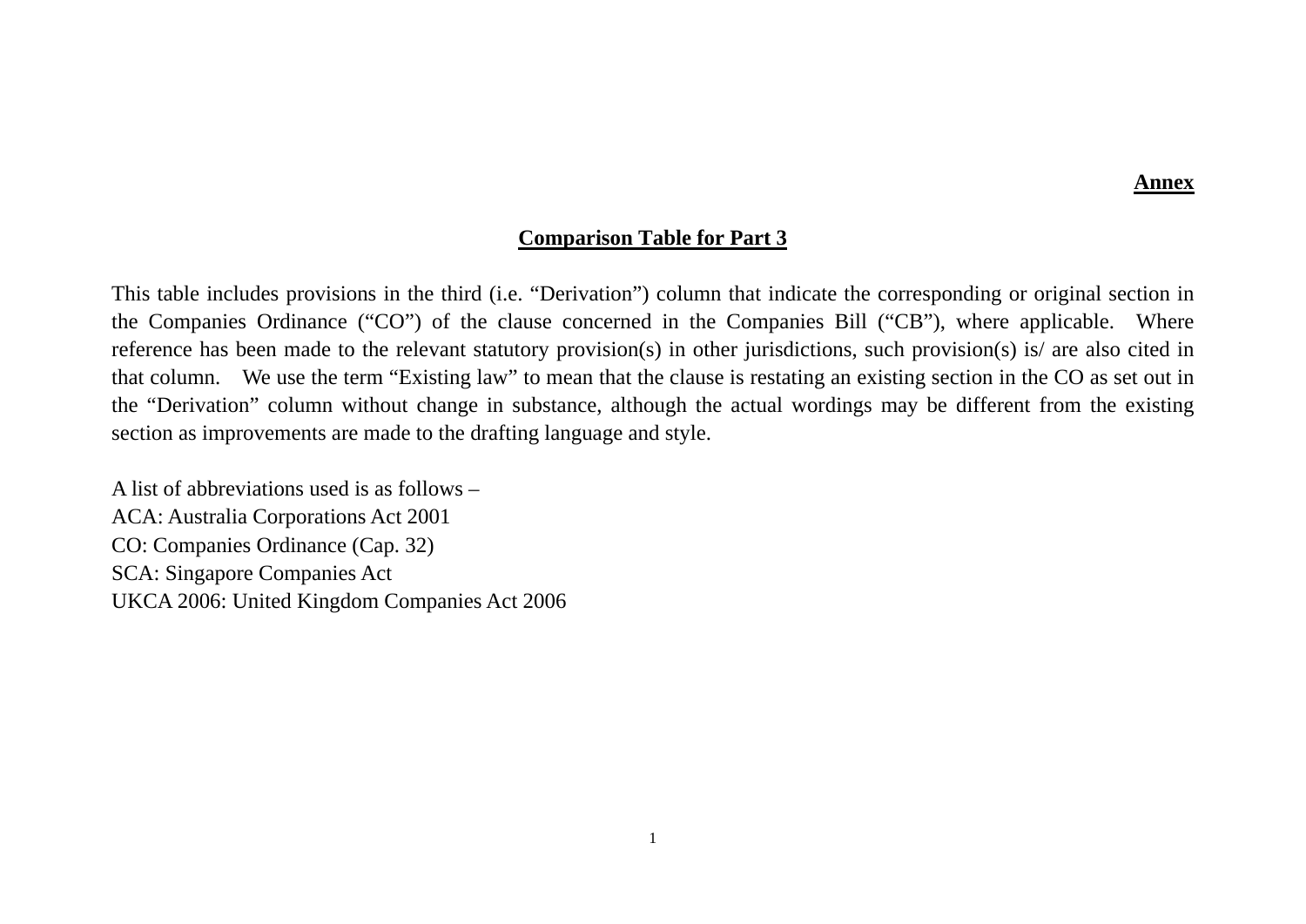**Annex**

## Comparison Table for Part 3

This table includes provisions in the third (i.e. "Derivation") column that indicate the corresponding or original section in the Companies Ordinance ("CO") of the clause concerned in the Companies Bill ("CB"), where applicable. Where reference has been made to the relevant statutory provision(s) in other jurisdictions, such provision(s) is/ are also cited in that column. We use the term "Existing law" to mean that the clause is restating an existing section in the CO as set out in the "Derivation" column without change in substance, although the actual wordings may be different from the existing section as improvements are made to the drafting language and style.

A list of abbreviations used is as follows –
ACA: Australia Corporations Act 2001
CO: Companies Ordinance (Cap. 32)
SCA: Singapore Companies Act
UKCA 2006: United Kingdom Companies Act 2006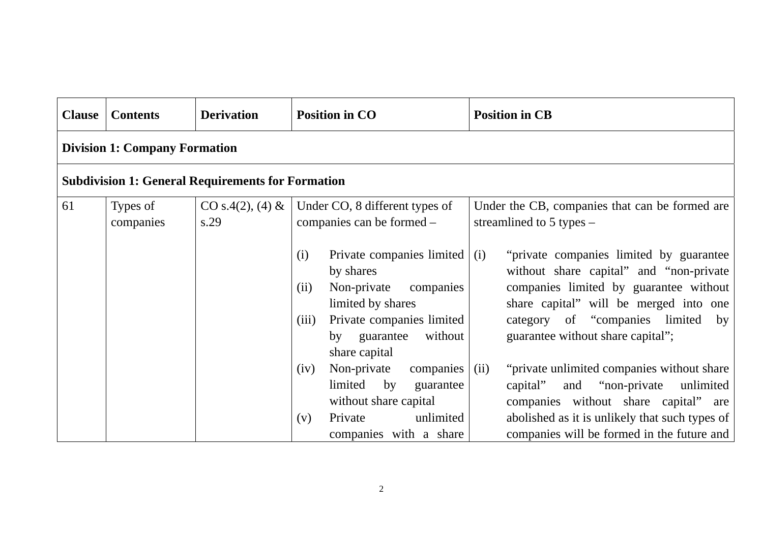| Clause | Contents | Derivation | Position in CO | Position in CB |
|---|---|---|---|---|
| **Division 1: Company Formation** | | | | |
| **Subdivision 1: General Requirements for Formation** | | | | |
| 61 | Types of companies | CO s.4(2), (4) & s.29 | Under CO, 8 different types of companies can be formed – <br><br> (i) Private companies limited by shares <br> (ii) Non-private companies limited by shares <br> (iii) Private companies limited by guarantee without share capital <br> (iv) Non-private companies limited by guarantee without share capital <br> (v) Private unlimited companies with a share | Under the CB, companies that can be formed are streamlined to 5 types – <br><br> (i) "private companies limited by guarantee without share capital" and "non-private companies limited by guarantee without share capital" will be merged into one category of "companies limited by guarantee without share capital"; <br><br> (ii) "private unlimited companies without share capital" and "non-private unlimited companies without share capital" are abolished as it is unlikely that such types of companies will be formed in the future and |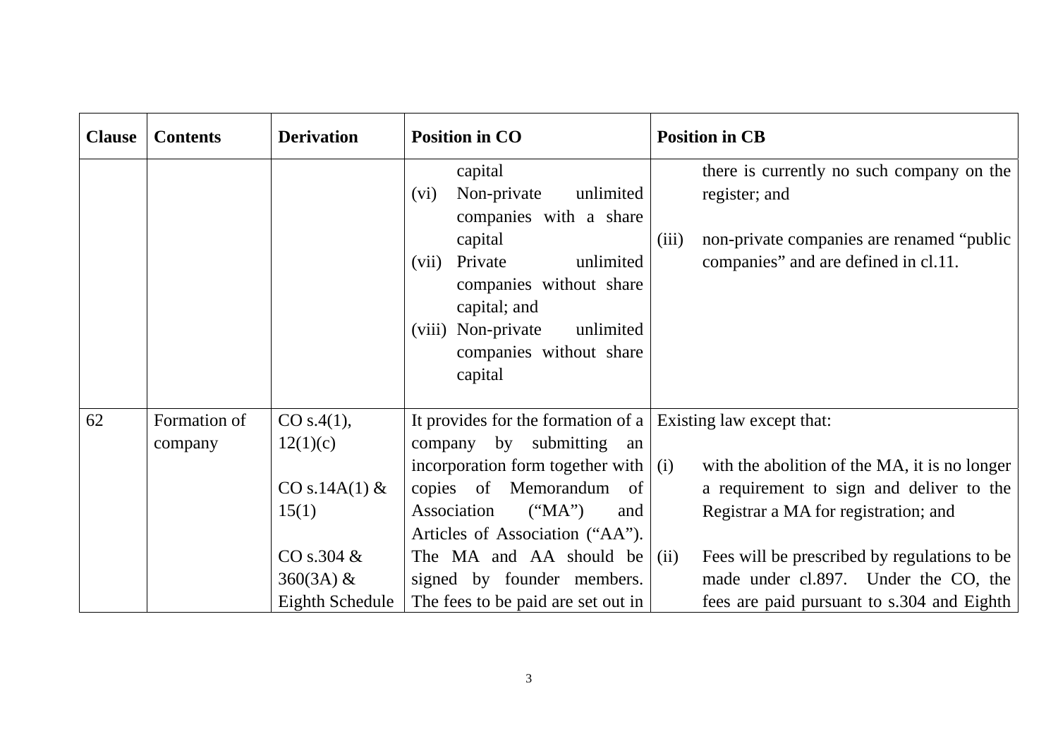| Clause | Contents | Derivation | Position in CO | Position in CB |
|---|---|---|---|---|
| | | | capital<br>(vi) Non-private unlimited companies with a share capital<br>(vii) Private unlimited companies without share capital; and<br>(viii) Non-private unlimited companies without share capital | there is currently no such company on the register; and<br><br>(iii) non-private companies are renamed "public companies" and are defined in cl.11. |
| 62 | Formation of company | CO s.4(1), 12(1)(c)<br><br>CO s.14A(1) & 15(1)<br><br>CO s.304 & 360(3A) & Eighth Schedule | It provides for the formation of a company by submitting an incorporation form together with copies of Memorandum of Association ("MA") and Articles of Association ("AA"). The MA and AA should be signed by founder members. The fees to be paid are set out in | Existing law except that:<br><br>(i) with the abolition of the MA, it is no longer a requirement to sign and deliver to the Registrar a MA for registration; and<br><br>(ii) Fees will be prescribed by regulations to be made under cl.897. Under the CO, the fees are paid pursuant to s.304 and Eighth |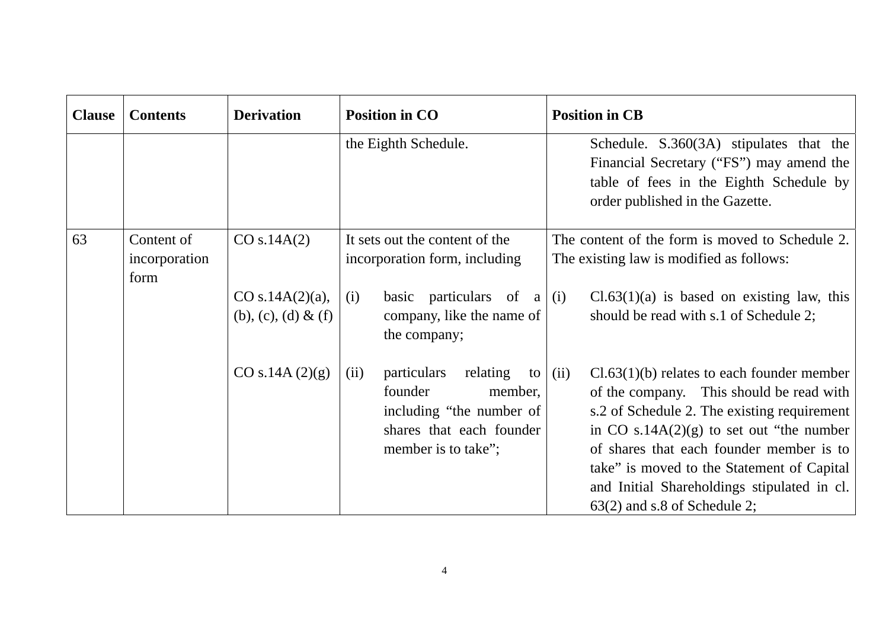| Clause | Contents | Derivation | Position in CO | Position in CB |
|---|---|---|---|---|
| | | | the Eighth Schedule. | Schedule. S.360(3A) stipulates that the Financial Secretary ("FS") may amend the table of fees in the Eighth Schedule by order published in the Gazette. |
| 63 | Content of incorporation form | CO s.14A(2) | It sets out the content of the incorporation form, including | The content of the form is moved to Schedule 2. The existing law is modified as follows: |
| | | CO s.14A(2)(a), (b), (c), (d) & (f) | (i) basic particulars of a company, like the name of the company; | (i) Cl.63(1)(a) is based on existing law, this should be read with s.1 of Schedule 2; |
| | | CO s.14A (2)(g) | (ii) particulars relating to founder member, including "the number of shares that each founder member is to take"; | (ii) Cl.63(1)(b) relates to each founder member of the company. This should be read with s.2 of Schedule 2. The existing requirement in CO s.14A(2)(g) to set out "the number of shares that each founder member is to take" is moved to the Statement of Capital and Initial Shareholdings stipulated in cl. 63(2) and s.8 of Schedule 2; |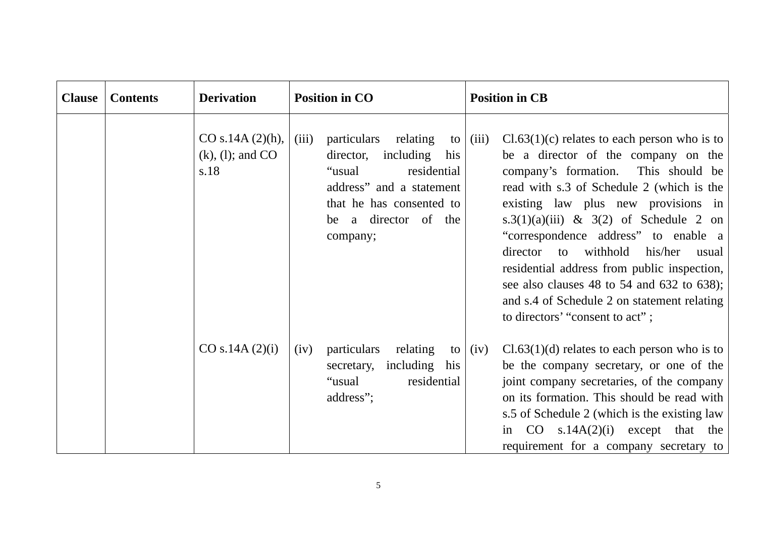| Clause | Contents | Derivation | Position in CO | Position in CB |
|---|---|---|---|---|
| | | CO s.14A (2)(h), (k), (l); and CO s.18 | (iii) particulars relating to director, including his "usual residential address" and a statement that he has consented to be a director of the company; | (iii) Cl.63(1)(c) relates to each person who is to be a director of the company on the company's formation. This should be read with s.3 of Schedule 2 (which is the existing law plus new provisions in s.3(1)(a)(iii) & 3(2) of Schedule 2 on "correspondence address" to enable a director to withhold his/her usual residential address from public inspection, see also clauses 48 to 54 and 632 to 638); and s.4 of Schedule 2 on statement relating to directors' "consent to act" ; |
| | | CO s.14A (2)(i) | (iv) particulars relating to secretary, including his "usual residential address"; | (iv) Cl.63(1)(d) relates to each person who is to be the company secretary, or one of the joint company secretaries, of the company on its formation. This should be read with s.5 of Schedule 2 (which is the existing law in CO s.14A(2)(i) except that the requirement for a company secretary to |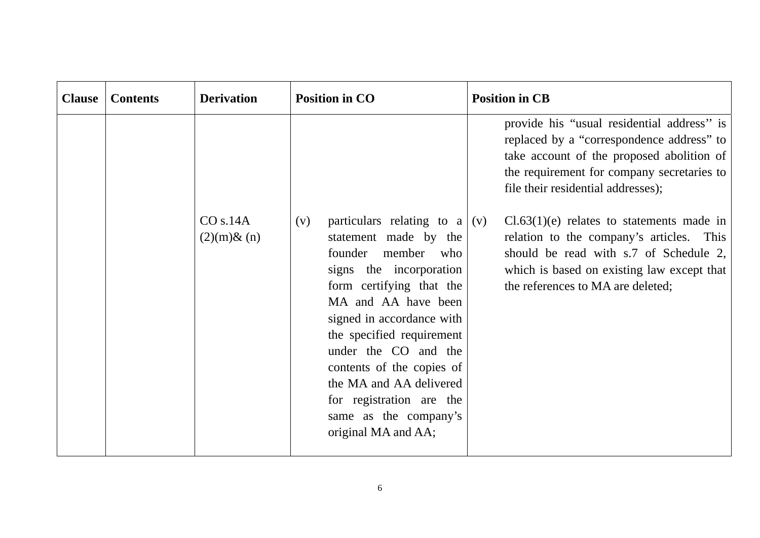| Clause | Contents | Derivation | Position in CO | Position in CB |
|---|---|---|---|---|
| | | | | provide his “usual residential address’’ is replaced by a “correspondence address” to take account of the proposed abolition of the requirement for company secretaries to file their residential addresses); |
| | | CO s.14A (2)(m)& (n) | (v) particulars relating to a statement made by the founder member who signs the incorporation form certifying that the MA and AA have been signed in accordance with the specified requirement under the CO and the contents of the copies of the MA and AA delivered for registration are the same as the company’s original MA and AA; | (v) Cl.63(1)(e) relates to statements made in relation to the company’s articles. This should be read with s.7 of Schedule 2, which is based on existing law except that the references to MA are deleted; |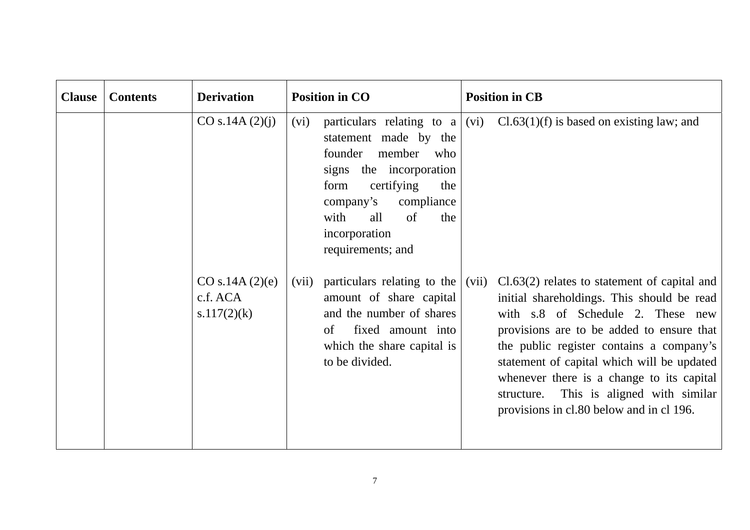| Clause | Contents | Derivation | Position in CO | Position in CB |
|---|---|---|---|---|
| | | CO s.14A (2)(j) | (vi) particulars relating to a statement made by the founder member who signs the incorporation form certifying the company's compliance with all of the incorporation requirements; and | (vi) Cl.63(1)(f) is based on existing law; and |
| | | CO s.14A (2)(e) c.f. ACA s.117(2)(k) | (vii) particulars relating to the amount of share capital and the number of shares of fixed amount into which the share capital is to be divided. | (vii) Cl.63(2) relates to statement of capital and initial shareholdings. This should be read with s.8 of Schedule 2. These new provisions are to be added to ensure that the public register contains a company's statement of capital which will be updated whenever there is a change to its capital structure. This is aligned with similar provisions in cl.80 below and in cl 196. |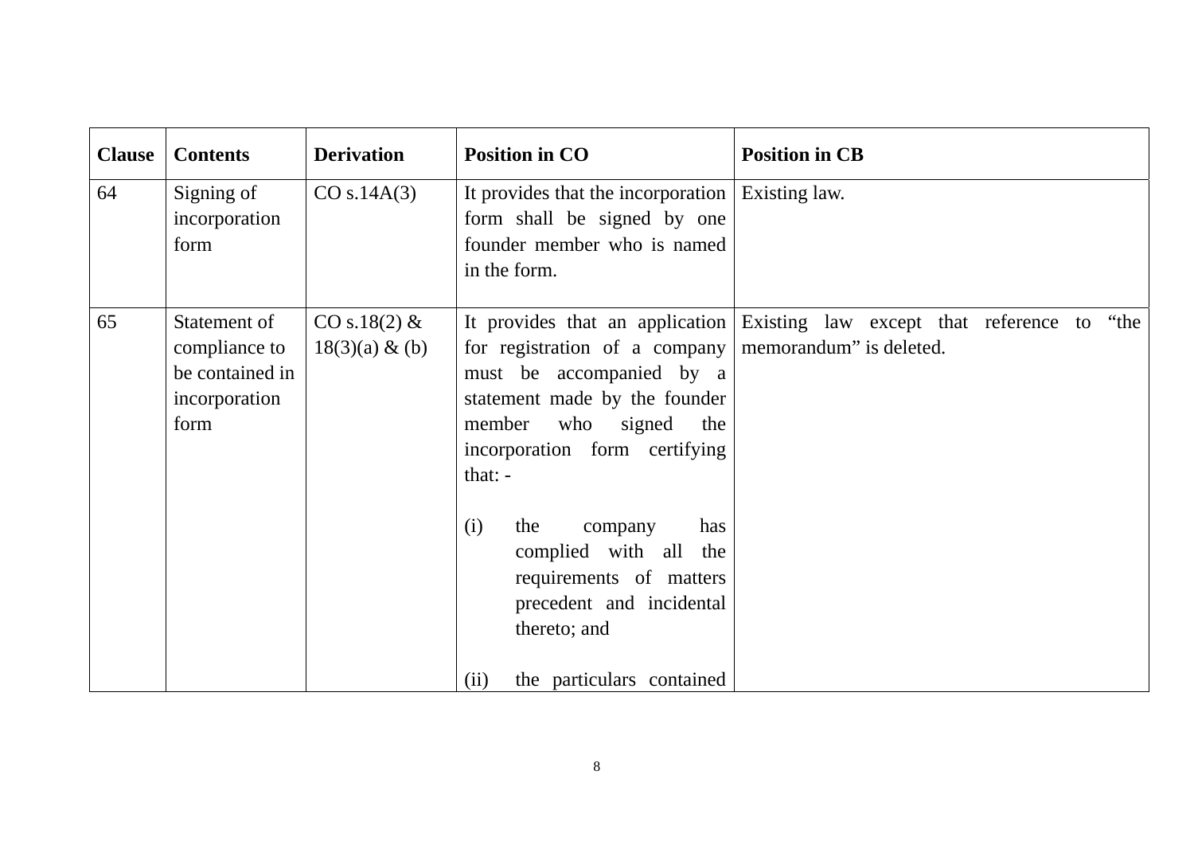| Clause | Contents | Derivation | Position in CO | Position in CB |
|---|---|---|---|---|
| 64 | Signing of incorporation form | CO s.14A(3) | It provides that the incorporation form shall be signed by one founder member who is named in the form. | Existing law. |
| 65 | Statement of compliance to be contained in incorporation form | CO s.18(2) & 18(3)(a) & (b) | It provides that an application for registration of a company must be accompanied by a statement made by the founder member who signed the incorporation form certifying that: - <br><br> (i) the company has complied with all the requirements of matters precedent and incidental thereto; and <br><br> (ii) the particulars contained | Existing law except that reference to "the memorandum" is deleted. |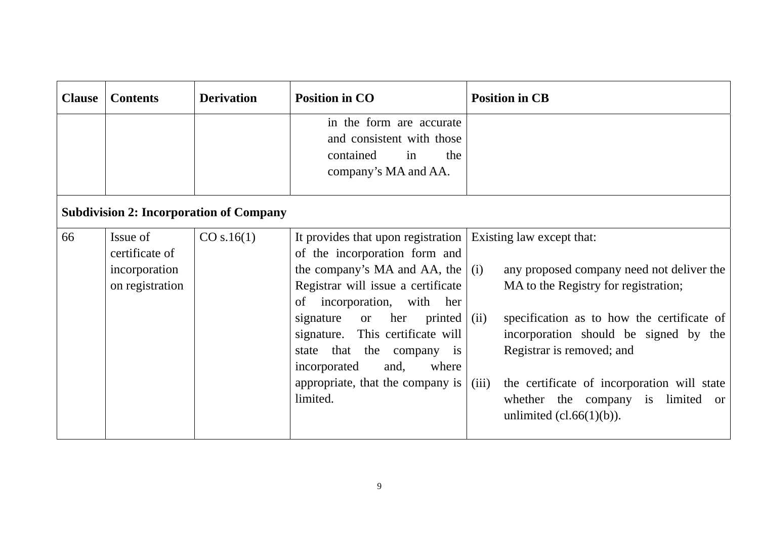| Clause | Contents | Derivation | Position in CO | Position in CB |
|---|---|---|---|---|
| | | | in the form are accurate and consistent with those contained in the company's MA and AA. | |
| **Subdivision 2: Incorporation of Company** | | | | |
| 66 | Issue of certificate of incorporation on registration | CO s.16(1) | It provides that upon registration of the incorporation form and the company's MA and AA, the Registrar will issue a certificate of incorporation, with her signature or her printed signature. This certificate will state that the company is incorporated and, where appropriate, that the company is limited. | Existing law except that:<br><br>(i) any proposed company need not deliver the MA to the Registry for registration;<br><br>(ii) specification as to how the certificate of incorporation should be signed by the Registrar is removed; and<br><br>(iii) the certificate of incorporation will state whether the company is limited or unlimited (cl.66(1)(b)). |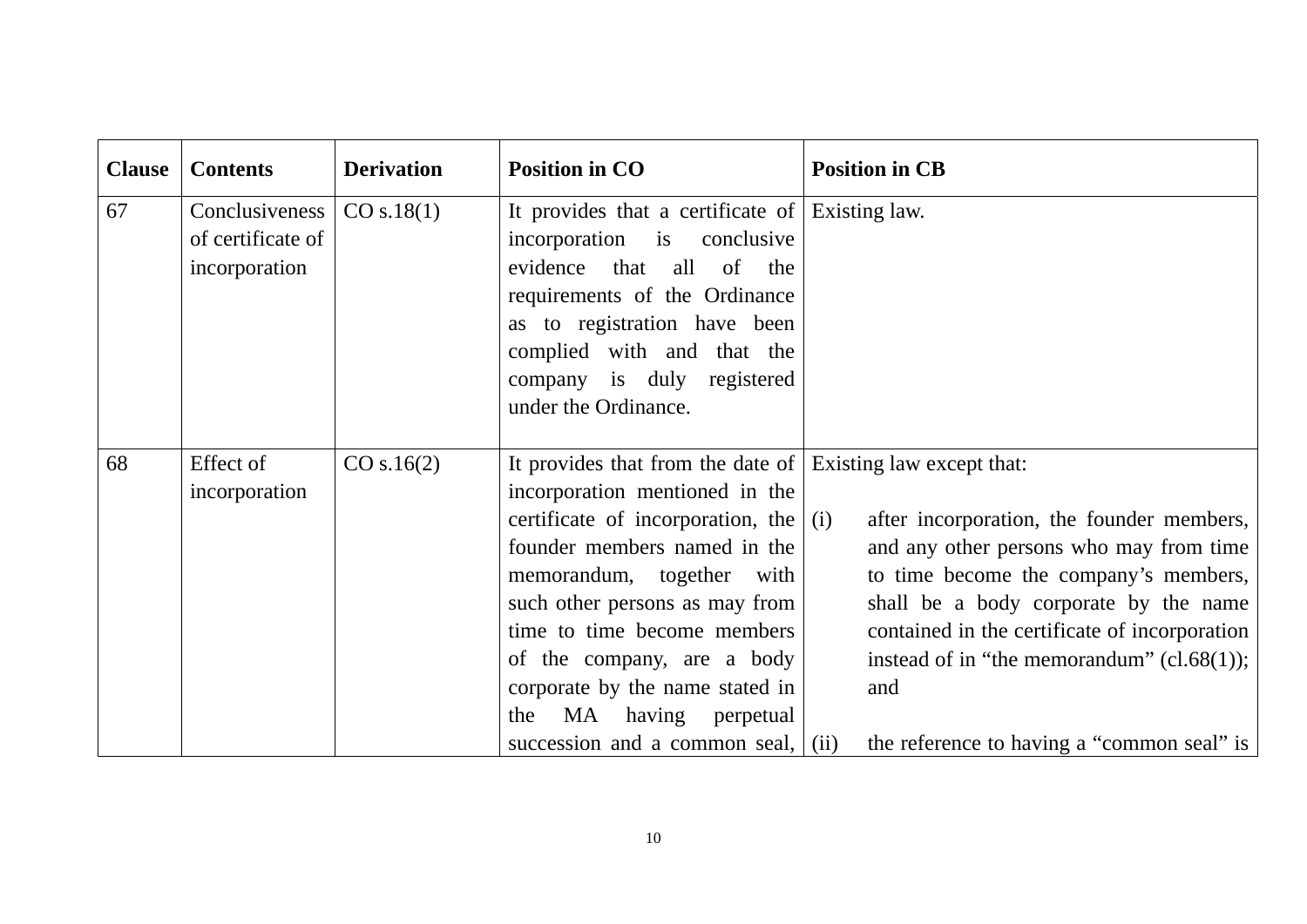| Clause | Contents | Derivation | Position in CO | Position in CB |
|---|---|---|---|---|
| 67 | Conclusiveness of certificate of incorporation | CO s.18(1) | It provides that a certificate of incorporation is conclusive evidence that all of the requirements of the Ordinance as to registration have been complied with and that the company is duly registered under the Ordinance. | Existing law. |
| 68 | Effect of incorporation | CO s.16(2) | It provides that from the date of incorporation mentioned in the certificate of incorporation, the founder members named in the memorandum, together with such other persons as may from time to time become members of the company, are a body corporate by the name stated in the MA having perpetual succession and a common seal, | Existing law except that:<br><br>(i) after incorporation, the founder members, and any other persons who may from time to time become the company's members, shall be a body corporate by the name contained in the certificate of incorporation instead of in "the memorandum" (cl.68(1)); and<br><br>(ii) the reference to having a "common seal" is |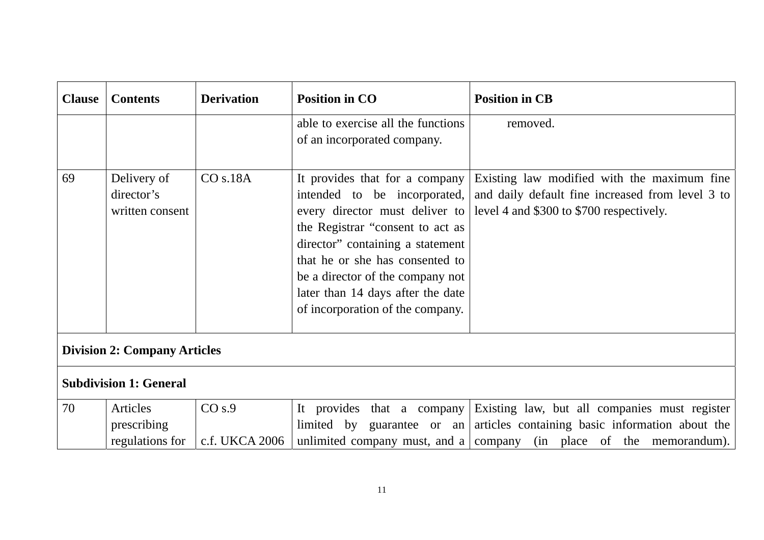| Clause | Contents | Derivation | Position in CO | Position in CB |
|---|---|---|---|---|
| | | | able to exercise all the functions of an incorporated company. | removed. |
| 69 | Delivery of director's written consent | CO s.18A | It provides that for a company intended to be incorporated, every director must deliver to the Registrar "consent to act as director" containing a statement that he or she has consented to be a director of the company not later than 14 days after the date of incorporation of the company. | Existing law modified with the maximum fine and daily default fine increased from level 3 to level 4 and $300 to $700 respectively. |
| **Division 2: Company Articles** | | | | |
| **Subdivision 1: General** | | | | |
| 70 | Articles prescribing regulations for | CO s.9<br><br>c.f. UKCA 2006 | It provides that a company limited by guarantee or an unlimited company must, and a | Existing law, but all companies must register articles containing basic information about the company (in place of the memorandum). |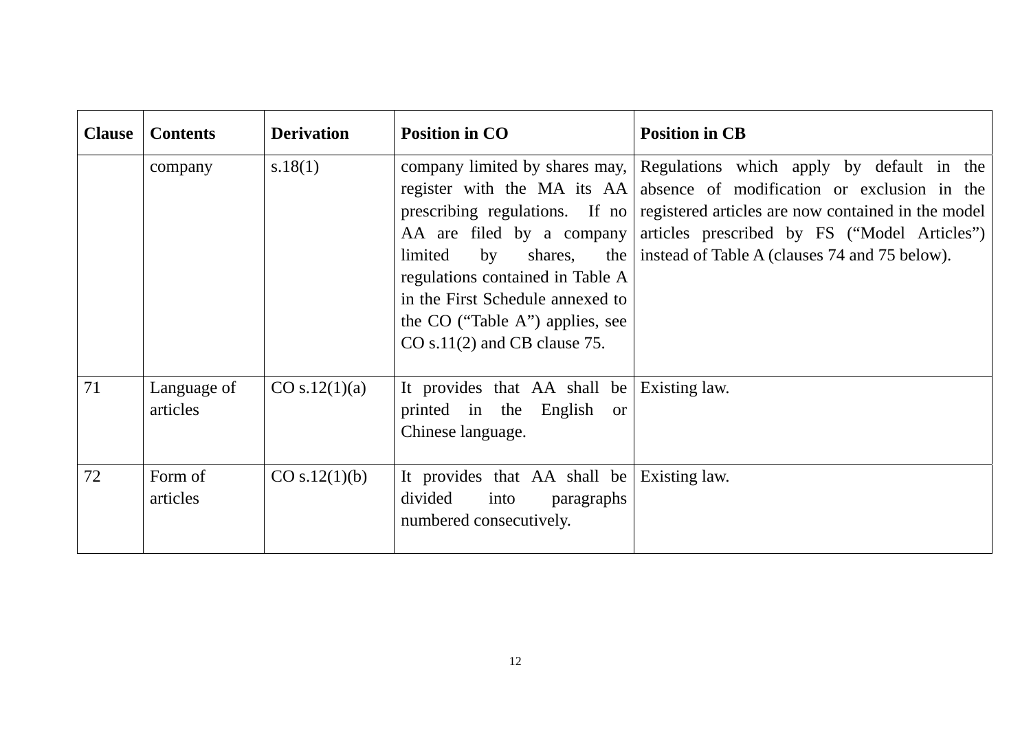| Clause | Contents | Derivation | Position in CO | Position in CB |
|---|---|---|---|---|
| | company | s.18(1) | company limited by shares may, register with the MA its AA prescribing regulations. If no AA are filed by a company limited by shares, the regulations contained in Table A in the First Schedule annexed to the CO (“Table A”) applies, see CO s.11(2) and CB clause 75. | Regulations which apply by default in the absence of modification or exclusion in the registered articles are now contained in the model articles prescribed by FS (“Model Articles”) instead of Table A (clauses 74 and 75 below). |
| 71 | Language of articles | CO s.12(1)(a) | It provides that AA shall be printed in the English or Chinese language. | Existing law. |
| 72 | Form of articles | CO s.12(1)(b) | It provides that AA shall be divided into paragraphs numbered consecutively. | Existing law. |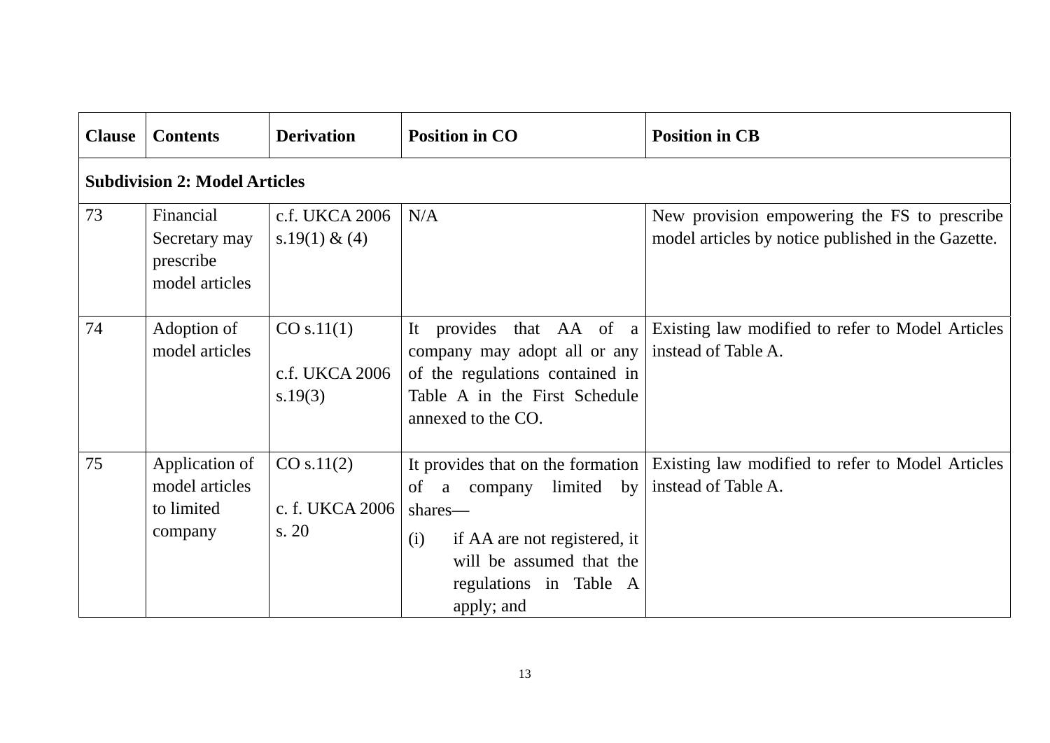| Clause | Contents | Derivation | Position in CO | Position in CB |
|---|---|---|---|---|
| **Subdivision 2: Model Articles** | | | | |
| 73 | Financial Secretary may prescribe model articles | c.f. UKCA 2006 s.19(1) & (4) | N/A | New provision empowering the FS to prescribe model articles by notice published in the Gazette. |
| 74 | Adoption of model articles | CO s.11(1)<br><br>c.f. UKCA 2006 s.19(3) | It provides that AA of a company may adopt all or any of the regulations contained in Table A in the First Schedule annexed to the CO. | Existing law modified to refer to Model Articles instead of Table A. |
| 75 | Application of model articles to limited company | CO s.11(2)<br><br>c. f. UKCA 2006 s. 20 | It provides that on the formation of a company limited by shares—<br>(i) if AA are not registered, it will be assumed that the regulations in Table A apply; and | Existing law modified to refer to Model Articles instead of Table A. |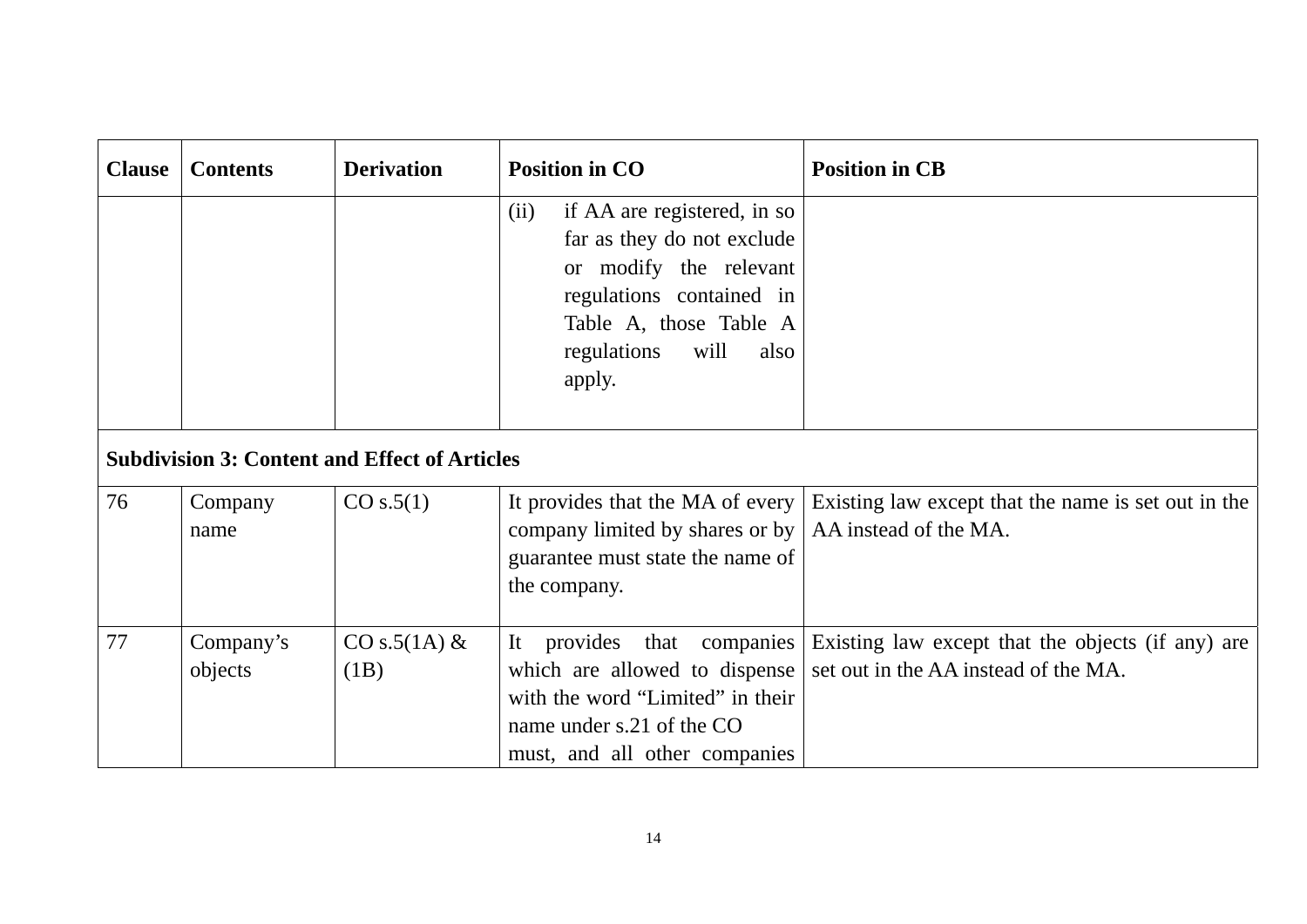| Clause | Contents | Derivation | Position in CO | Position in CB |
|---|---|---|---|---|
| | | | (ii) if AA are registered, in so far as they do not exclude or modify the relevant regulations contained in Table A, those Table A regulations will also apply. | |
| **Subdivision 3: Content and Effect of Articles** | | | | |
| 76 | Company name | CO s.5(1) | It provides that the MA of every company limited by shares or by guarantee must state the name of the company. | Existing law except that the name is set out in the AA instead of the MA. |
| 77 | Company's objects | CO s.5(1A) & (1B) | It provides that companies which are allowed to dispense with the word "Limited" in their name under s.21 of the CO must, and all other companies | Existing law except that the objects (if any) are set out in the AA instead of the MA. |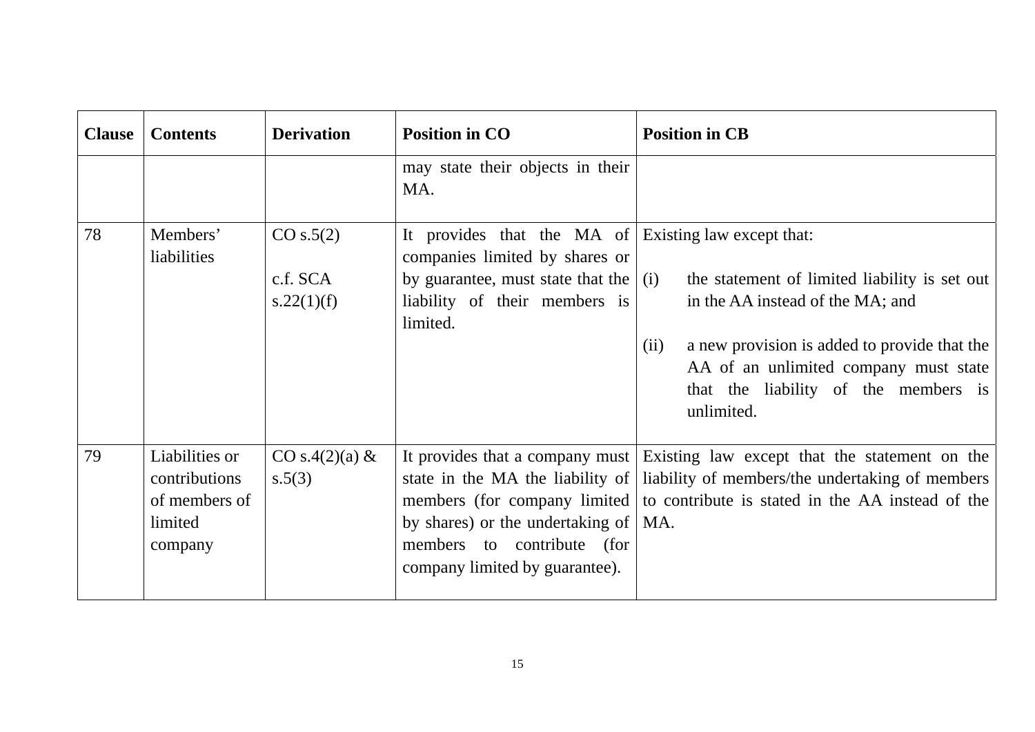| Clause | Contents | Derivation | Position in CO | Position in CB |
|---|---|---|---|---|
| | | | may state their objects in their MA. | |
| 78 | Members' liabilities | CO s.5(2)<br><br>c.f. SCA s.22(1)(f) | It provides that the MA of companies limited by shares or by guarantee, must state that the liability of their members is limited. | Existing law except that:<br><br>(i) the statement of limited liability is set out in the AA instead of the MA; and<br><br>(ii) a new provision is added to provide that the AA of an unlimited company must state that the liability of the members is unlimited. |
| 79 | Liabilities or contributions of members of limited company | CO s.4(2)(a) & s.5(3) | It provides that a company must state in the MA the liability of members (for company limited by shares) or the undertaking of members to contribute (for company limited by guarantee). | Existing law except that the statement on the liability of members/the undertaking of members to contribute is stated in the AA instead of the MA. |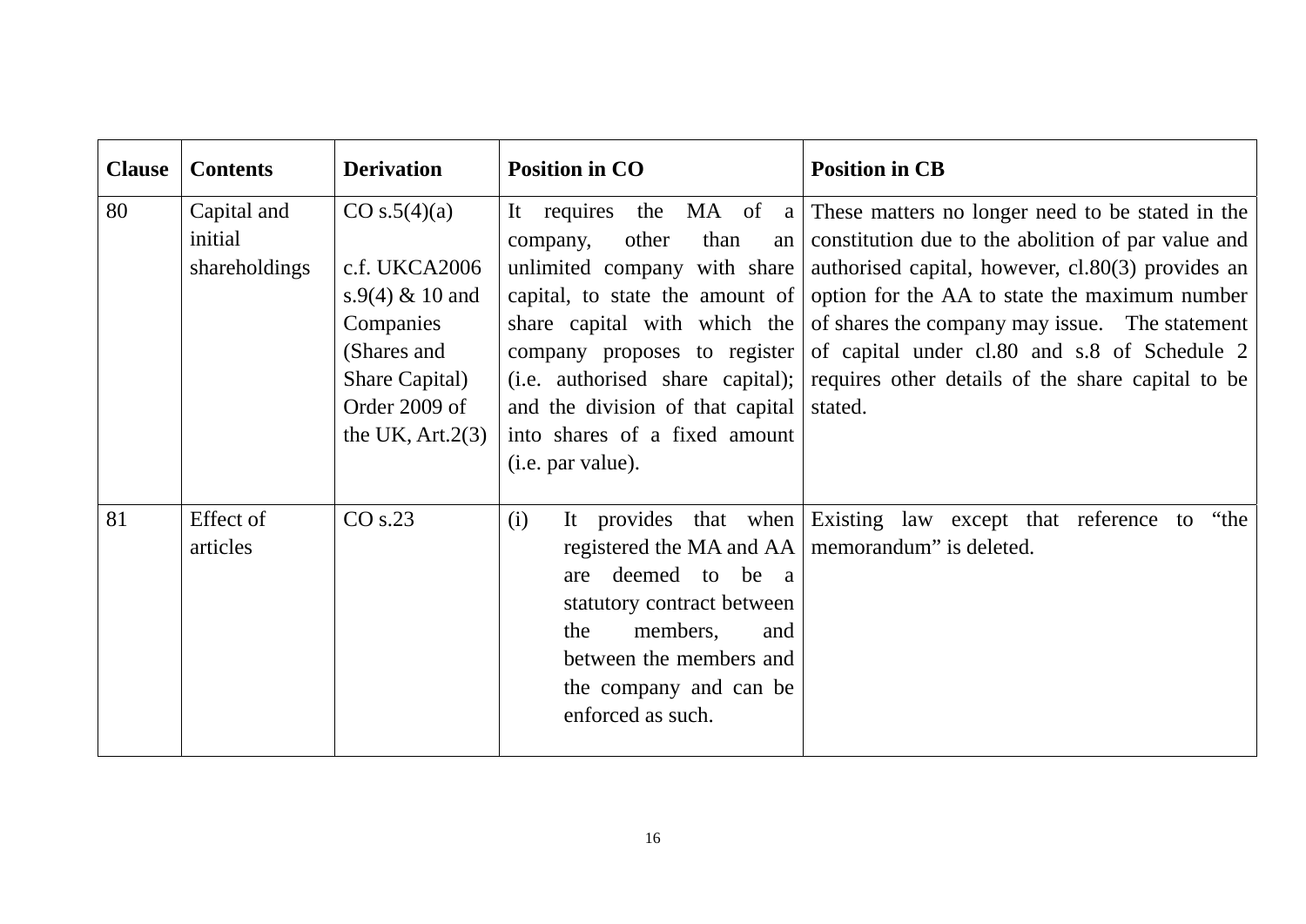| Clause | Contents | Derivation | Position in CO | Position in CB |
|---|---|---|---|---|
| 80 | Capital and initial shareholdings | CO s.5(4)(a)<br><br>c.f. UKCA2006 s.9(4) & 10 and Companies (Shares and Share Capital) Order 2009 of the UK, Art.2(3) | It requires the MA of a company, other than an unlimited company with share capital, to state the amount of share capital with which the company proposes to register (i.e. authorised share capital); and the division of that capital into shares of a fixed amount (i.e. par value). | These matters no longer need to be stated in the constitution due to the abolition of par value and authorised capital, however, cl.80(3) provides an option for the AA to state the maximum number of shares the company may issue. The statement of capital under cl.80 and s.8 of Schedule 2 requires other details of the share capital to be stated. |
| 81 | Effect of articles | CO s.23 | (i) It provides that when registered the MA and AA are deemed to be a statutory contract between the members, and between the members and the company and can be enforced as such. | Existing law except that reference to "the memorandum" is deleted. |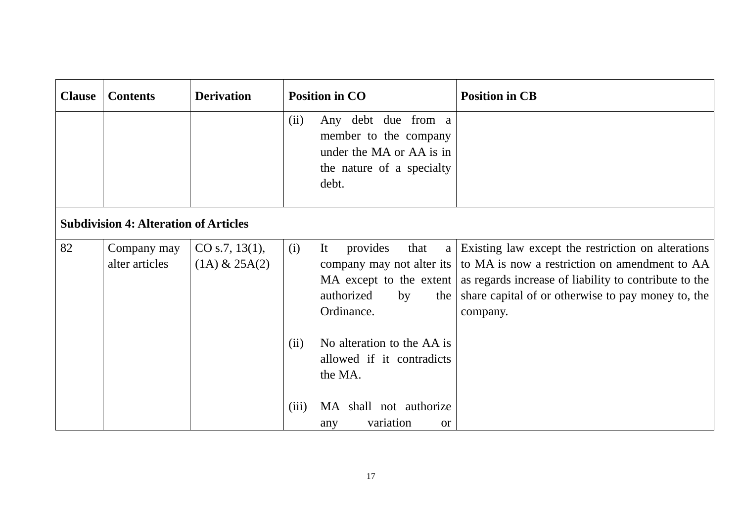| Clause | Contents | Derivation | Position in CO | Position in CB |
|---|---|---|---|---|
| | | | (ii) Any debt due from a member to the company under the MA or AA is in the nature of a specialty debt. | |
| **Subdivision 4: Alteration of Articles** | | | | |
| 82 | Company may alter articles | CO s.7, 13(1), (1A) & 25A(2) | (i) It provides that a company may not alter its MA except to the extent authorized by the Ordinance.<br><br>(ii) No alteration to the AA is allowed if it contradicts the MA.<br><br>(iii) MA shall not authorize any variation or | Existing law except the restriction on alterations to MA is now a restriction on amendment to AA as regards increase of liability to contribute to the share capital of or otherwise to pay money to, the company. |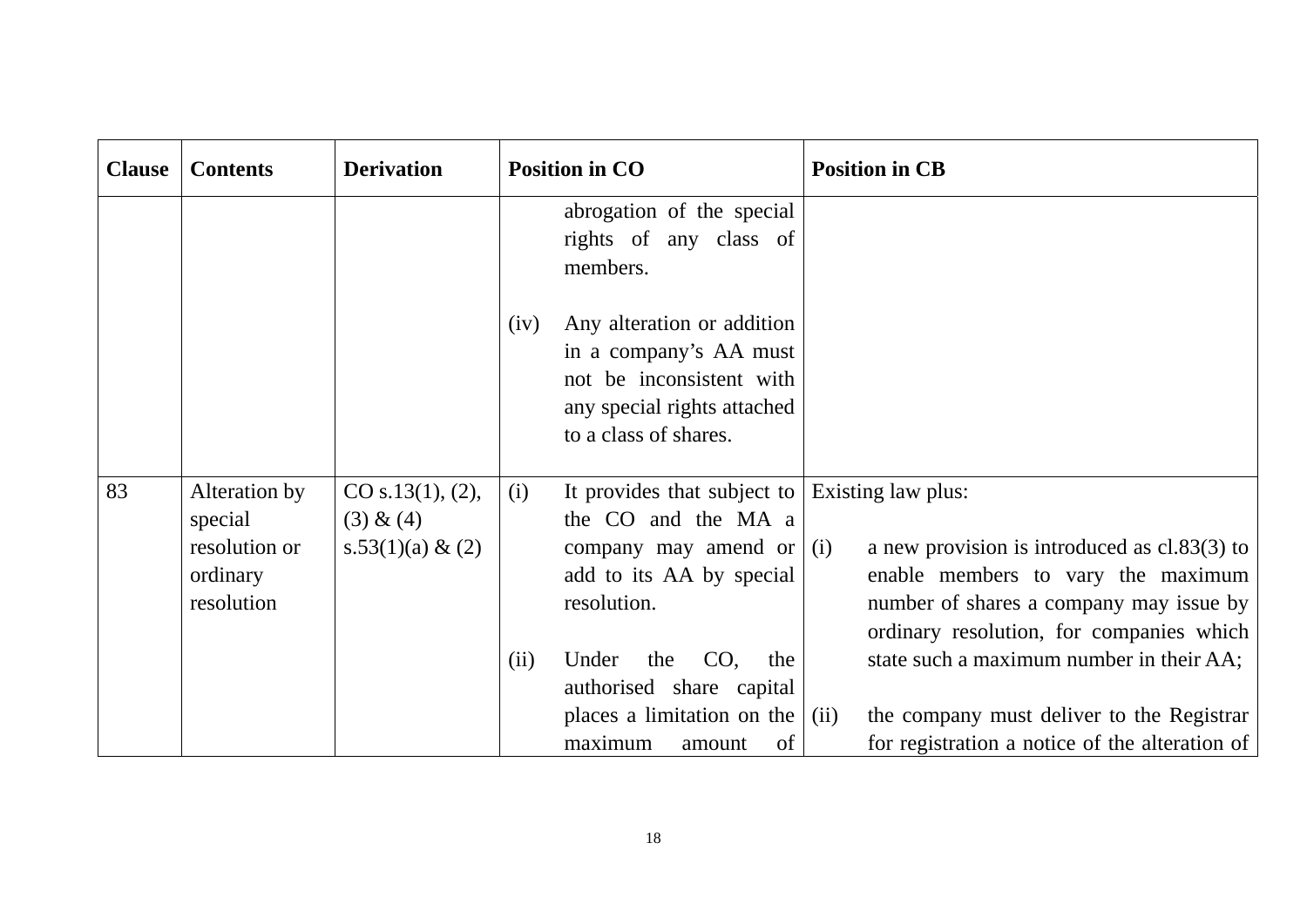| Clause | Contents | Derivation | Position in CO | Position in CB |
|---|---|---|---|---|
| | | | abrogation of the special rights of any class of members.<br><br>(iv) Any alteration or addition in a company's AA must not be inconsistent with any special rights attached to a class of shares. | |
| 83 | Alteration by special resolution or ordinary resolution | CO s.13(1), (2), (3) & (4)<br>s.53(1)(a) & (2) | (i) It provides that subject to the CO and the MA a company may amend or add to its AA by special resolution.<br><br>(ii) Under the CO, the authorised share capital places a limitation on the maximum amount of | Existing law plus:<br><br>(i) a new provision is introduced as cl.83(3) to enable members to vary the maximum number of shares a company may issue by ordinary resolution, for companies which state such a maximum number in their AA;<br><br>(ii) the company must deliver to the Registrar for registration a notice of the alteration of |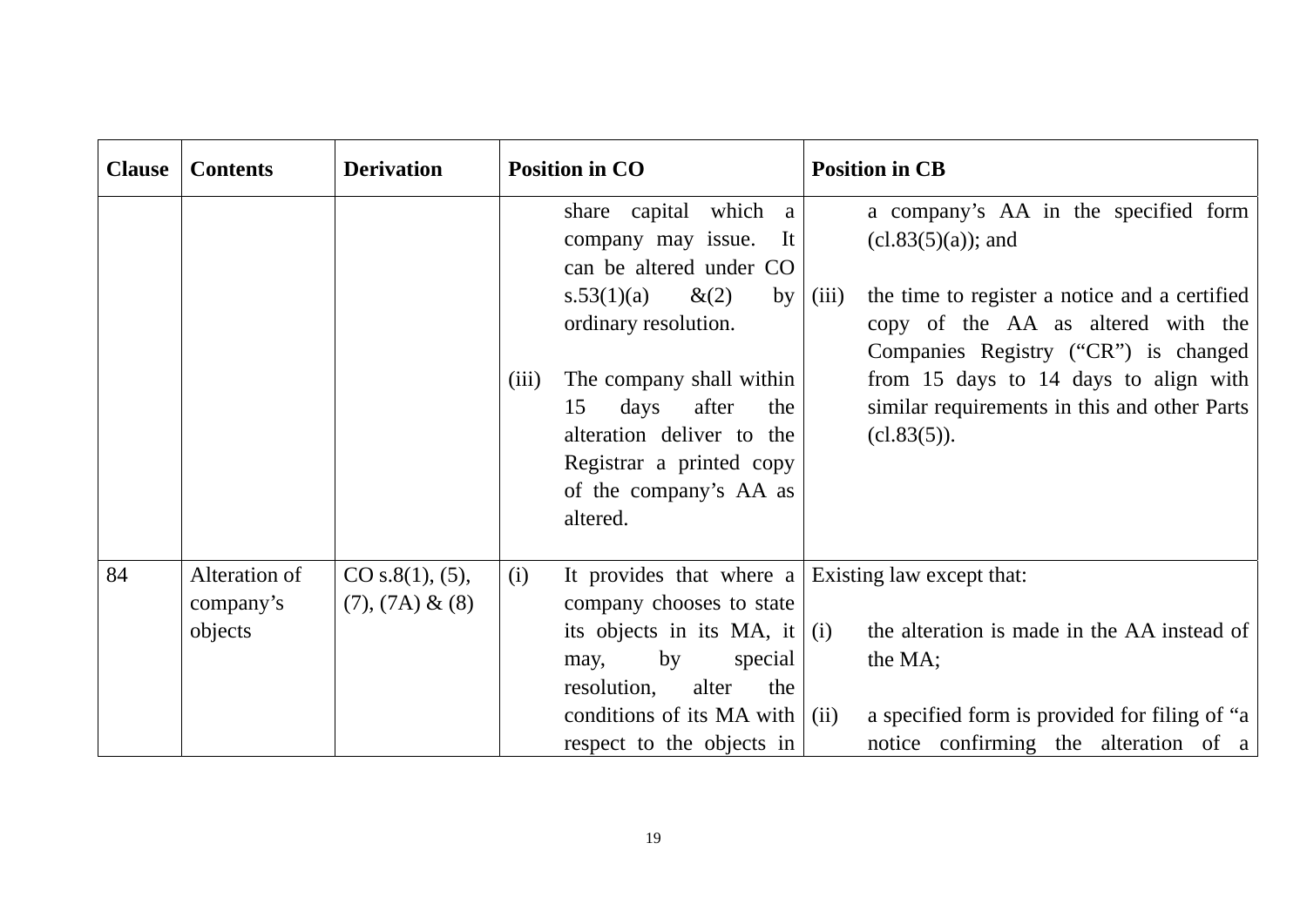| Clause | Contents | Derivation | Position in CO | Position in CB |
|---|---|---|---|---|
| | | | share capital which a company may issue. It can be altered under CO s.53(1)(a) &(2) by ordinary resolution.<br><br>(iii) The company shall within 15 days after the alteration deliver to the Registrar a printed copy of the company's AA as altered. | a company's AA in the specified form (cl.83(5)(a)); and<br><br>(iii) the time to register a notice and a certified copy of the AA as altered with the Companies Registry ("CR") is changed from 15 days to 14 days to align with similar requirements in this and other Parts (cl.83(5)). |
| 84 | Alteration of company's objects | CO s.8(1), (5), (7), (7A) & (8) | (i) It provides that where a company chooses to state its objects in its MA, it may, by special resolution, alter the conditions of its MA with respect to the objects in | Existing law except that:<br><br>(i) the alteration is made in the AA instead of the MA;<br><br>(ii) a specified form is provided for filing of "a notice confirming the alteration of a |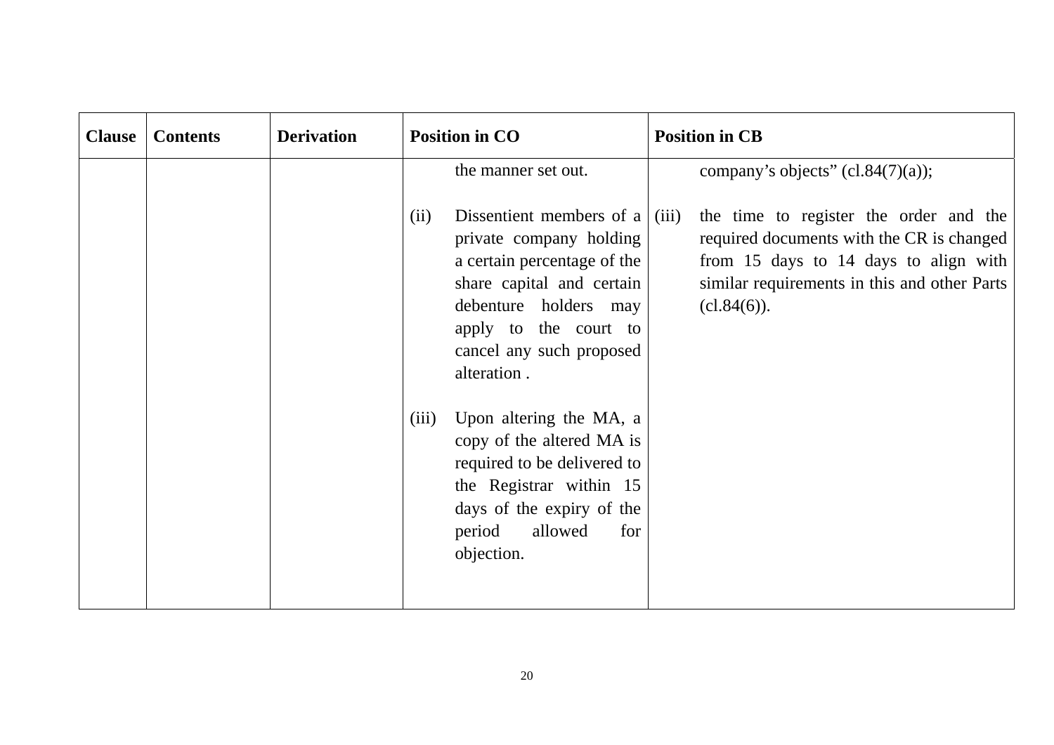| Clause | Contents | Derivation | Position in CO | Position in CB |
|---|---|---|---|---|
| | | | the manner set out.<br><br>(ii) Dissentient members of a private company holding a certain percentage of the share capital and certain debenture holders may apply to the court to cancel any such proposed alteration .<br><br>(iii) Upon altering the MA, a copy of the altered MA is required to be delivered to the Registrar within 15 days of the expiry of the period allowed for objection. | company's objects" (cl.84(7)(a));<br><br>(iii) the time to register the order and the required documents with the CR is changed from 15 days to 14 days to align with similar requirements in this and other Parts (cl.84(6)). |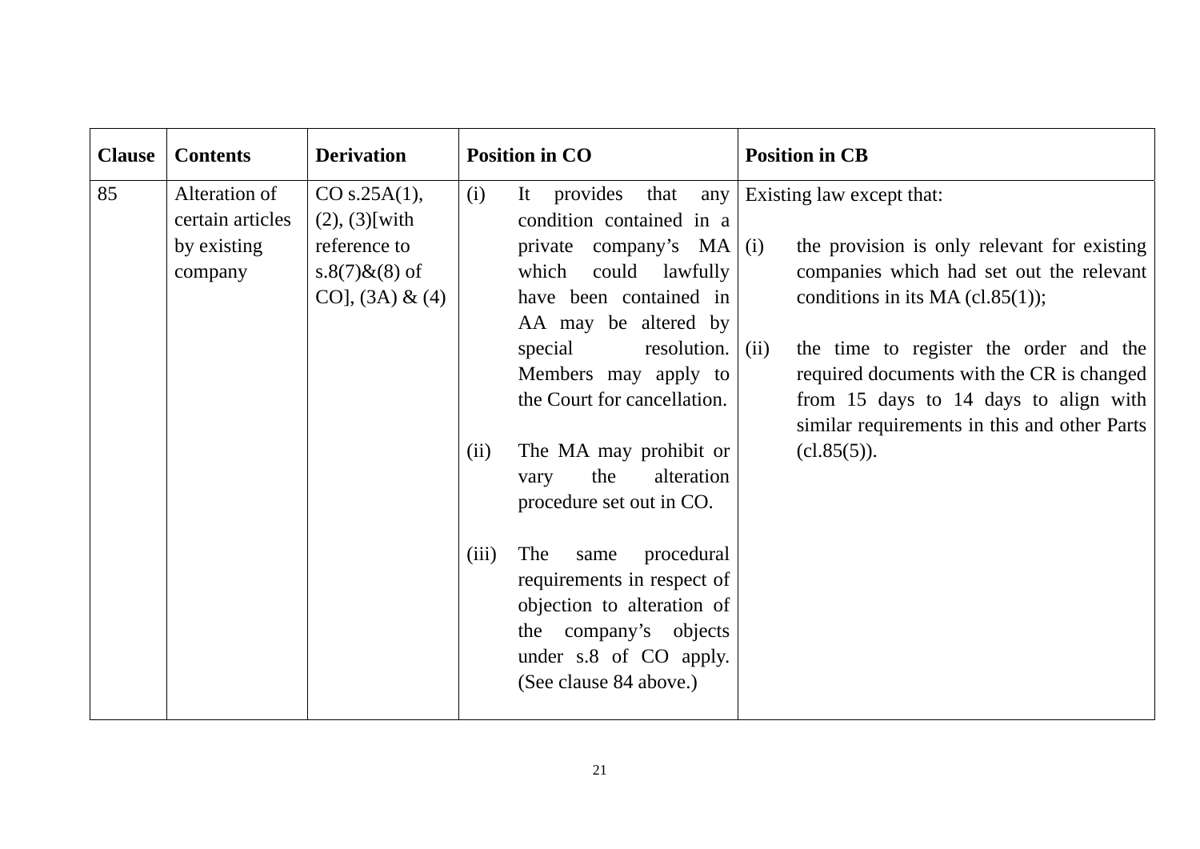| Clause | Contents | Derivation | Position in CO | Position in CB |
|---|---|---|---|---|
| 85 | Alteration of certain articles by existing company | CO s.25A(1), (2), (3)[with reference to s.8(7)&(8) of CO], (3A) & (4) | (i) It provides that any condition contained in a private company's MA which could lawfully have been contained in AA may be altered by special resolution. Members may apply to the Court for cancellation.<br><br>(ii) The MA may prohibit or vary the alteration procedure set out in CO.<br><br>(iii) The same procedural requirements in respect of objection to alteration of the company's objects under s.8 of CO apply. (See clause 84 above.) | Existing law except that:<br><br>(i) the provision is only relevant for existing companies which had set out the relevant conditions in its MA (cl.85(1));<br><br>(ii) the time to register the order and the required documents with the CR is changed from 15 days to 14 days to align with similar requirements in this and other Parts (cl.85(5)). |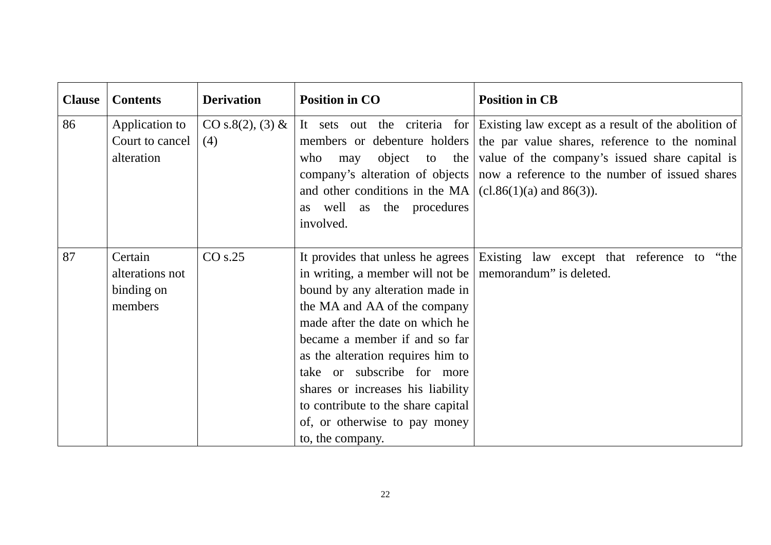| Clause | Contents | Derivation | Position in CO | Position in CB |
|---|---|---|---|---|
| 86 | Application to Court to cancel alteration | CO s.8(2), (3) & (4) | It sets out the criteria for members or debenture holders who may object to the company's alteration of objects and other conditions in the MA as well as the procedures involved. | Existing law except as a result of the abolition of the par value shares, reference to the nominal value of the company's issued share capital is now a reference to the number of issued shares (cl.86(1)(a) and 86(3)). |
| 87 | Certain alterations not binding on members | CO s.25 | It provides that unless he agrees in writing, a member will not be bound by any alteration made in the MA and AA of the company made after the date on which he became a member if and so far as the alteration requires him to take or subscribe for more shares or increases his liability to contribute to the share capital of, or otherwise to pay money to, the company. | Existing law except that reference to "the memorandum" is deleted. |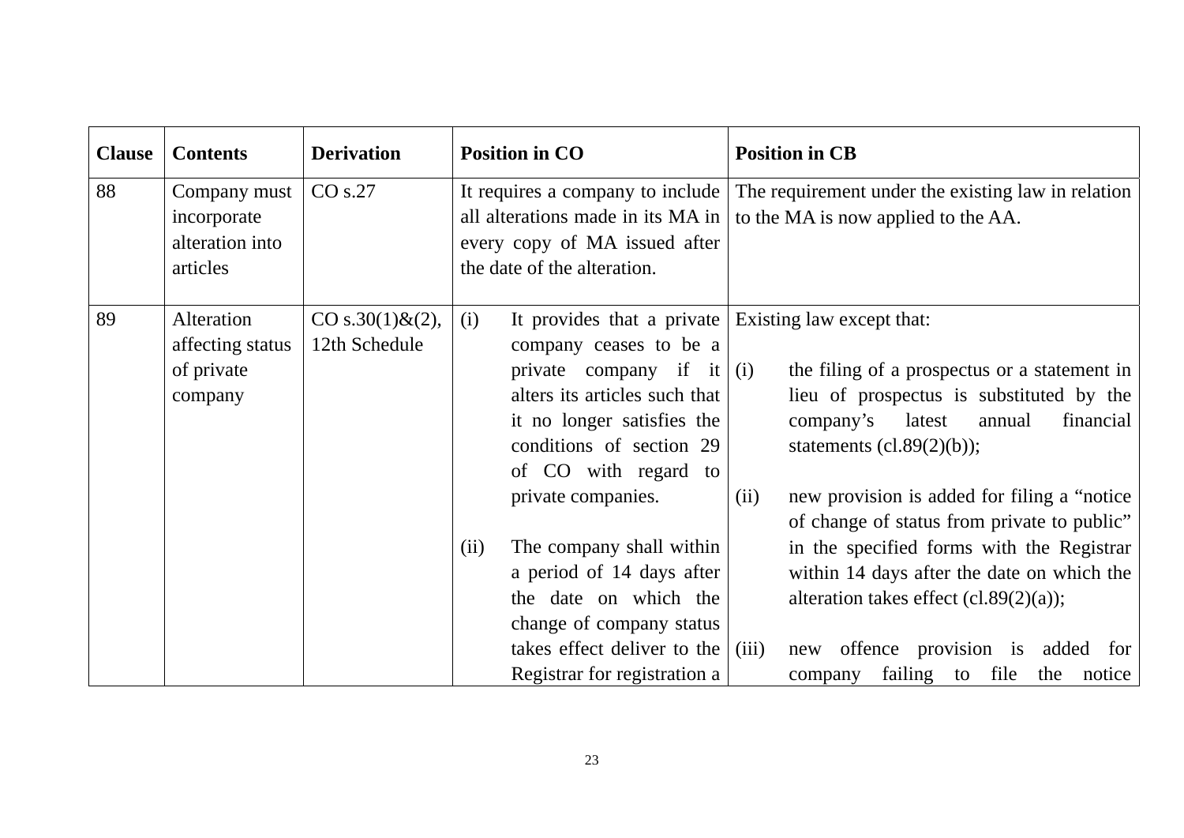| Clause | Contents | Derivation | Position in CO | Position in CB |
|---|---|---|---|---|
| 88 | Company must incorporate alteration into articles | CO s.27 | It requires a company to include all alterations made in its MA in every copy of MA issued after the date of the alteration. | The requirement under the existing law in relation to the MA is now applied to the AA. |
| 89 | Alteration affecting status of private company | CO s.30(1)&(2), 12th Schedule | (i) It provides that a private company ceases to be a private company if it alters its articles such that it no longer satisfies the conditions of section 29 of CO with regard to private companies.<br><br>(ii) The company shall within a period of 14 days after the date on which the change of company status takes effect deliver to the Registrar for registration a | Existing law except that:<br><br>(i) the filing of a prospectus or a statement in lieu of prospectus is substituted by the company's latest annual financial statements (cl.89(2)(b));<br><br>(ii) new provision is added for filing a "notice of change of status from private to public" in the specified forms with the Registrar within 14 days after the date on which the alteration takes effect (cl.89(2)(a));<br><br>(iii) new offence provision is added for company failing to file the notice |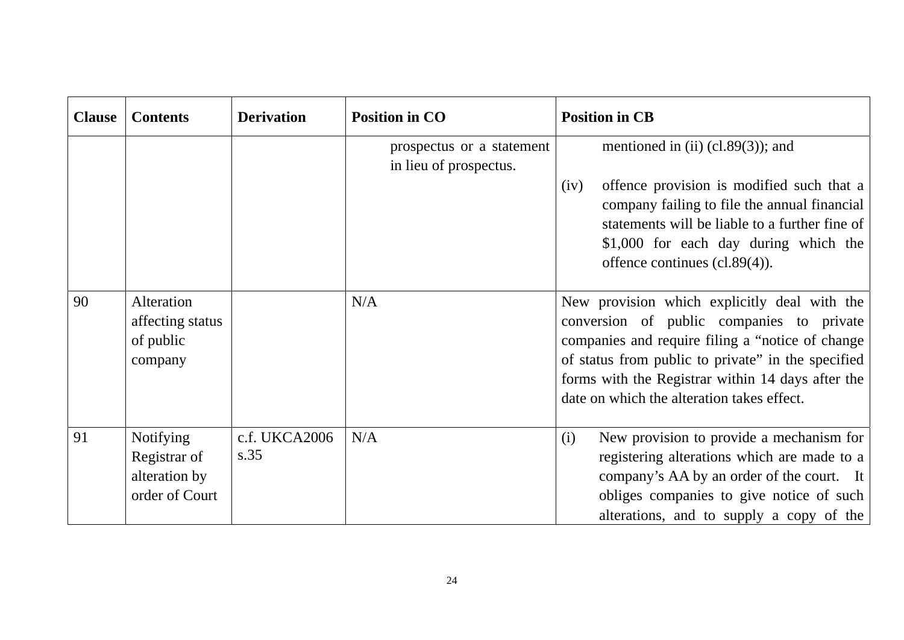| Clause | Contents | Derivation | Position in CO | Position in CB |
|---|---|---|---|---|
| | | | prospectus or a statement in lieu of prospectus. | mentioned in (ii) (cl.89(3)); and<br><br>(iv) offence provision is modified such that a company failing to file the annual financial statements will be liable to a further fine of $1,000 for each day during which the offence continues (cl.89(4)). |
| 90 | Alteration affecting status of public company | | N/A | New provision which explicitly deal with the conversion of public companies to private companies and require filing a "notice of change of status from public to private" in the specified forms with the Registrar within 14 days after the date on which the alteration takes effect. |
| 91 | Notifying Registrar of alteration by order of Court | c.f. UKCA2006 s.35 | N/A | (i) New provision to provide a mechanism for registering alterations which are made to a company's AA by an order of the court. It obliges companies to give notice of such alterations, and to supply a copy of the |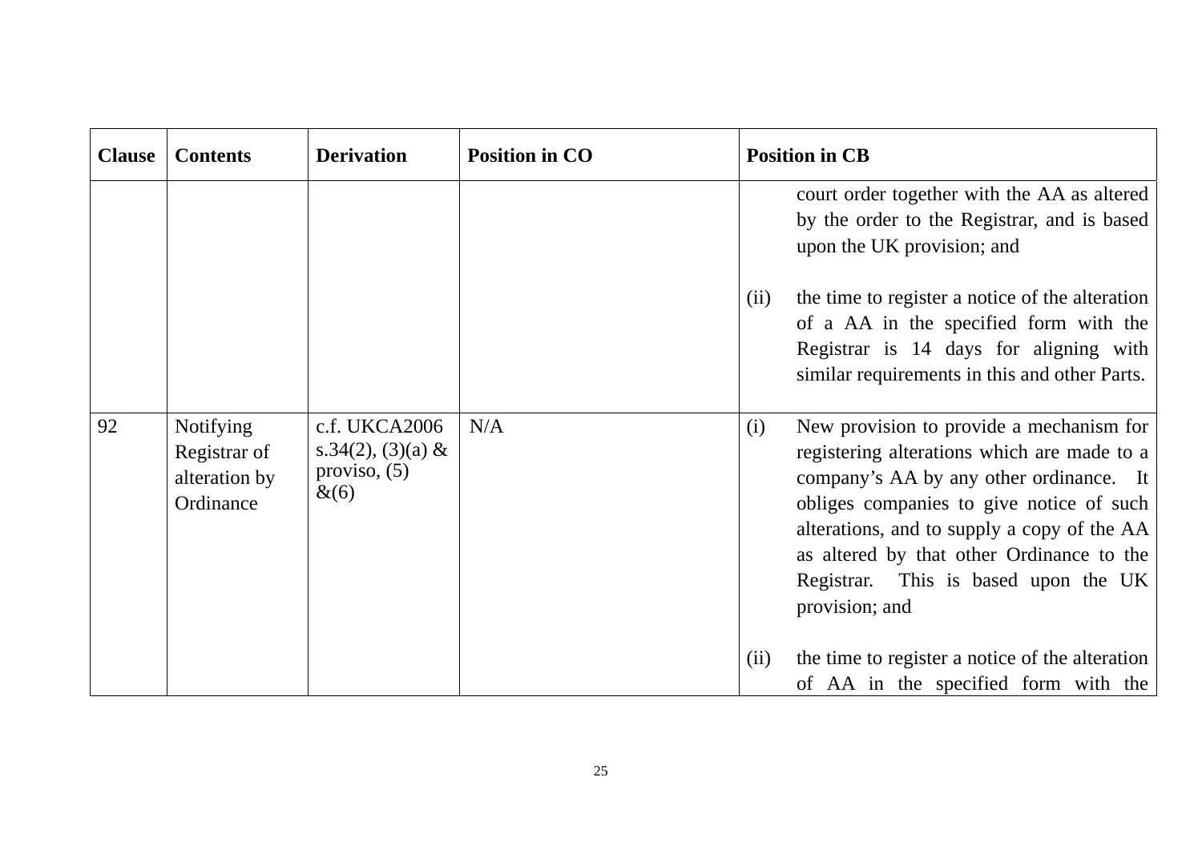| Clause | Contents | Derivation | Position in CO | Position in CB |
|---|---|---|---|---|
| | | | | court order together with the AA as altered by the order to the Registrar, and is based upon the UK provision; and<br><br>(ii) the time to register a notice of the alteration of a AA in the specified form with the Registrar is 14 days for aligning with similar requirements in this and other Parts. |
| 92 | Notifying Registrar of alteration by Ordinance | c.f. UKCA2006 s.34(2), (3)(a) & proviso, (5) &(6) | N/A | (i) New provision to provide a mechanism for registering alterations which are made to a company's AA by any other ordinance. It obliges companies to give notice of such alterations, and to supply a copy of the AA as altered by that other Ordinance to the Registrar. This is based upon the UK provision; and<br><br>(ii) the time to register a notice of the alteration of AA in the specified form with the |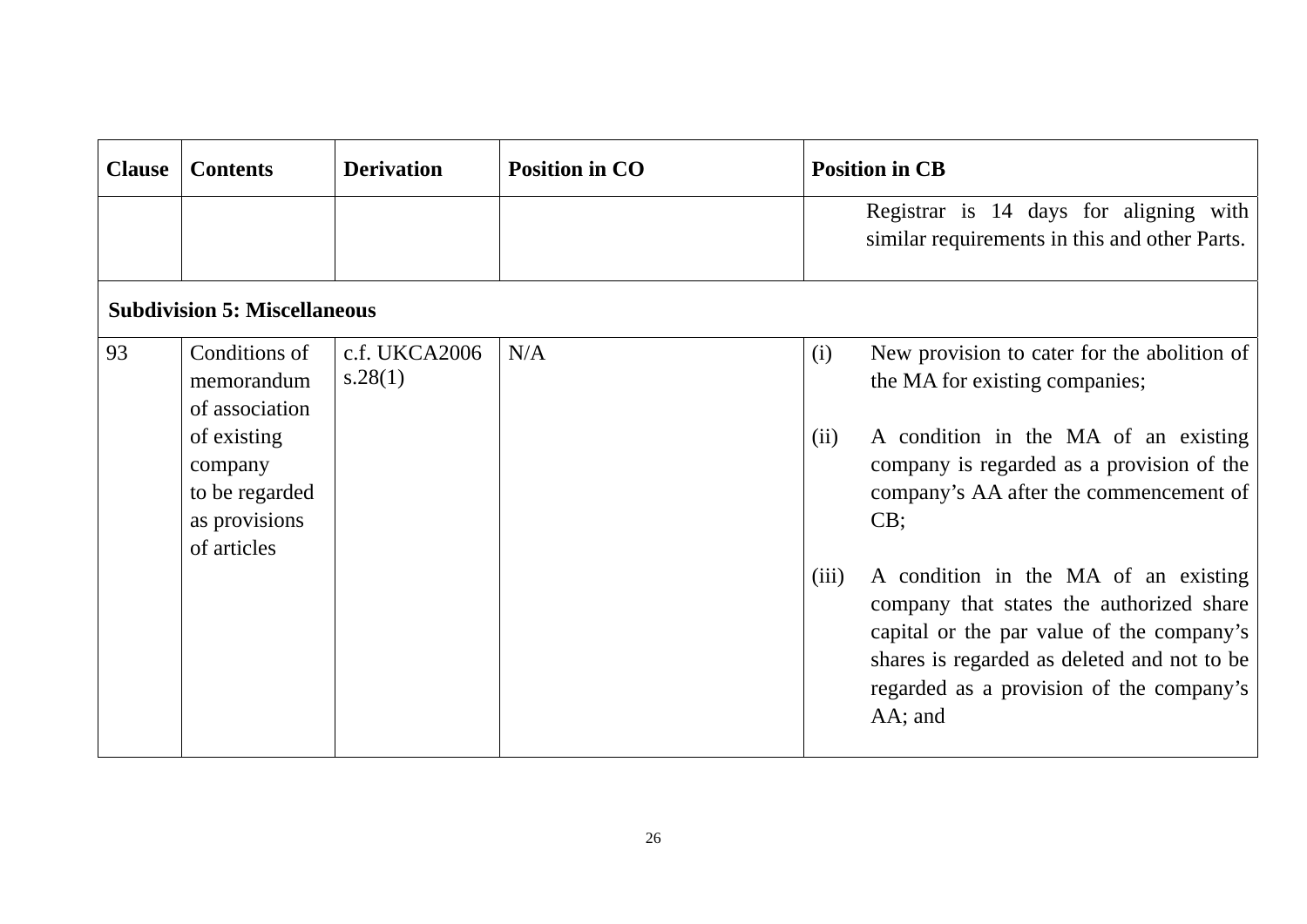| Clause | Contents | Derivation | Position in CO | Position in CB |
|---|---|---|---|---|
| | | | | Registrar is 14 days for aligning with similar requirements in this and other Parts. |
| **Subdivision 5: Miscellaneous** | | | | |
| 93 | Conditions of memorandum of association of existing company to be regarded as provisions of articles | c.f. UKCA2006 s.28(1) | N/A | (i) New provision to cater for the abolition of the MA for existing companies;<br><br>(ii) A condition in the MA of an existing company is regarded as a provision of the company's AA after the commencement of CB;<br><br>(iii) A condition in the MA of an existing company that states the authorized share capital or the par value of the company's shares is regarded as deleted and not to be regarded as a provision of the company's AA; and |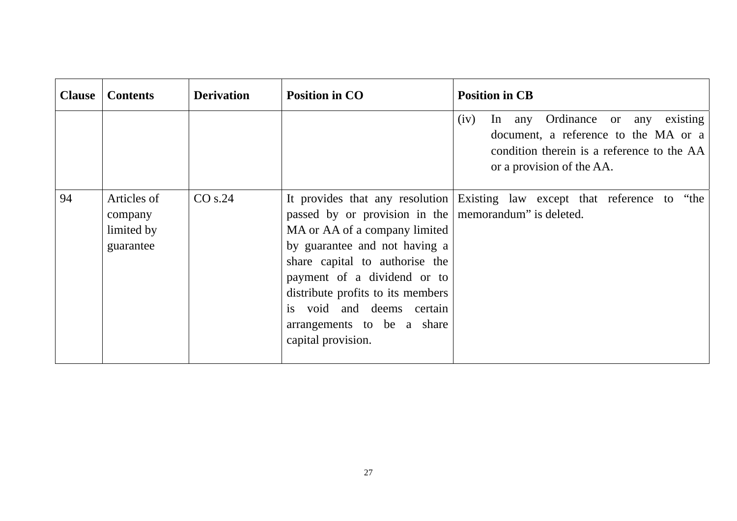| Clause | Contents | Derivation | Position in CO | Position in CB |
|---|---|---|---|---|
| | | | | (iv) In any Ordinance or any existing document, a reference to the MA or a condition therein is a reference to the AA or a provision of the AA. |
| 94 | Articles of company limited by guarantee | CO s.24 | It provides that any resolution passed by or provision in the MA or AA of a company limited by guarantee and not having a share capital to authorise the payment of a dividend or to distribute profits to its members is void and deems certain arrangements to be a share capital provision. | Existing law except that reference to "the memorandum" is deleted. |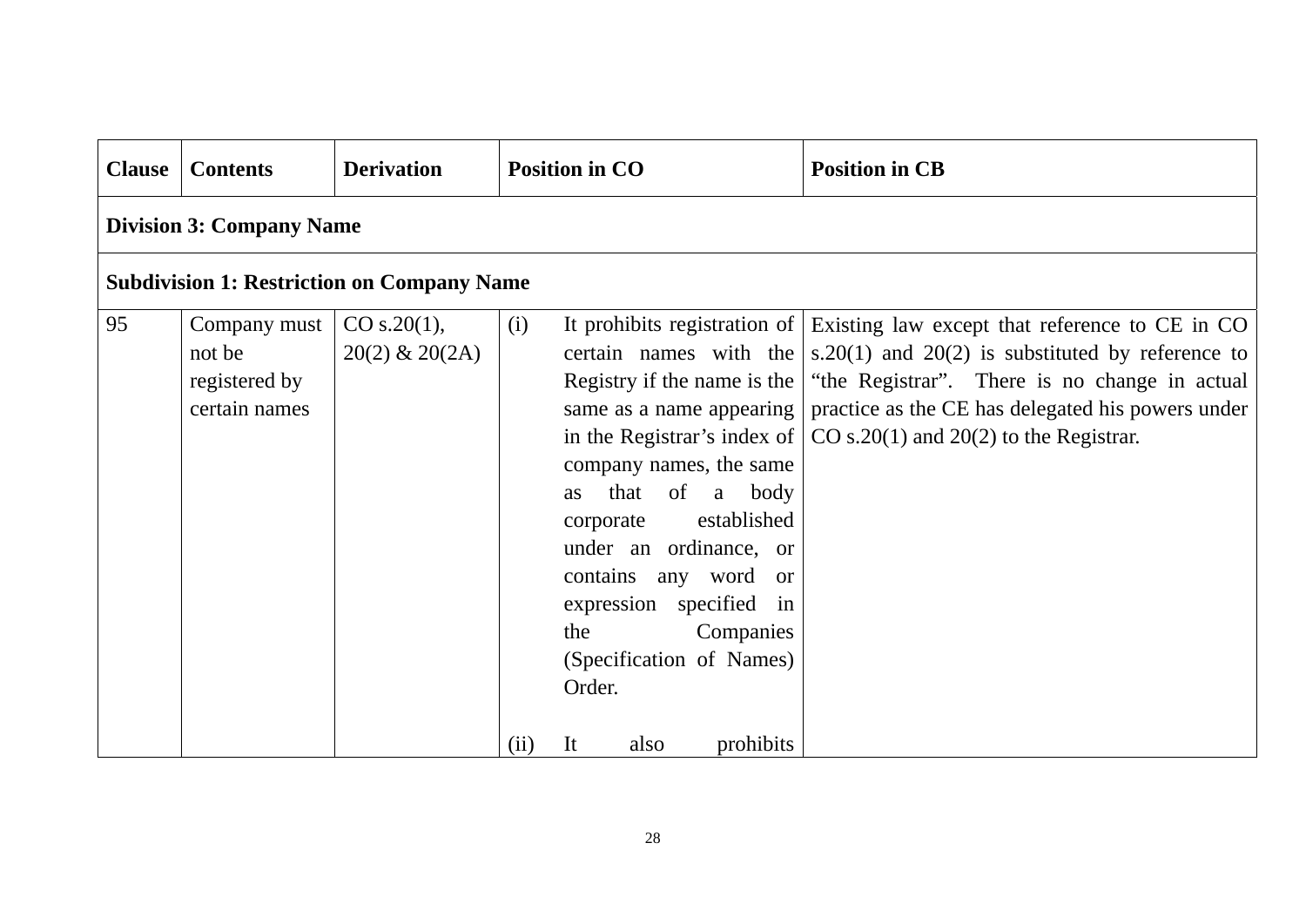| Clause | Contents | Derivation | Position in CO | Position in CB |
|---|---|---|---|---|
| **Division 3: Company Name** | | | | |
| **Subdivision 1: Restriction on Company Name** | | | | |
| 95 | Company must not be registered by certain names | CO s.20(1), 20(2) & 20(2A) | (i) It prohibits registration of certain names with the Registry if the name is the same as a name appearing in the Registrar's index of company names, the same as that of a body corporate established under an ordinance, or contains any word or expression specified in the Companies (Specification of Names) Order.<br><br>(ii) It also prohibits | Existing law except that reference to CE in CO s.20(1) and 20(2) is substituted by reference to "the Registrar". There is no change in actual practice as the CE has delegated his powers under CO s.20(1) and 20(2) to the Registrar. |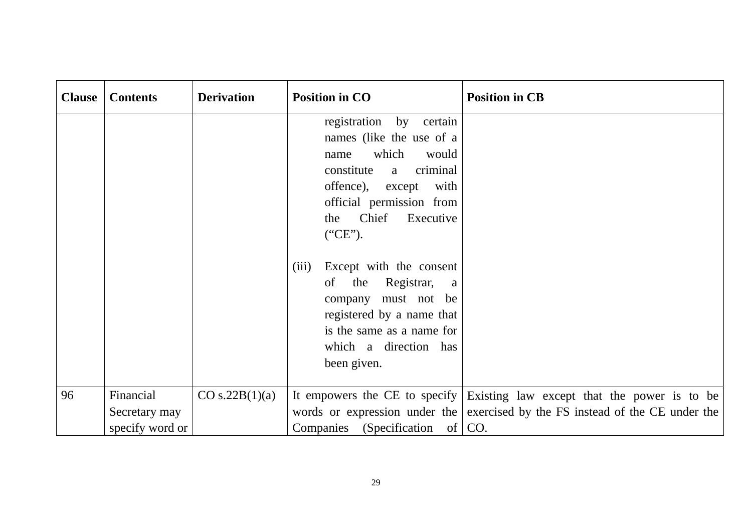| Clause | Contents | Derivation | Position in CO | Position in CB |
|---|---|---|---|---|
| | | | registration by certain names (like the use of a name which would constitute a criminal offence), except with official permission from the Chief Executive ("CE").<br><br>(iii) Except with the consent of the Registrar, a company must not be registered by a name that is the same as a name for which a direction has been given. | |
| 96 | Financial Secretary may specify word or | CO s.22B(1)(a) | It empowers the CE to specify words or expression under the Companies (Specification of | Existing law except that the power is to be exercised by the FS instead of the CE under the CO. |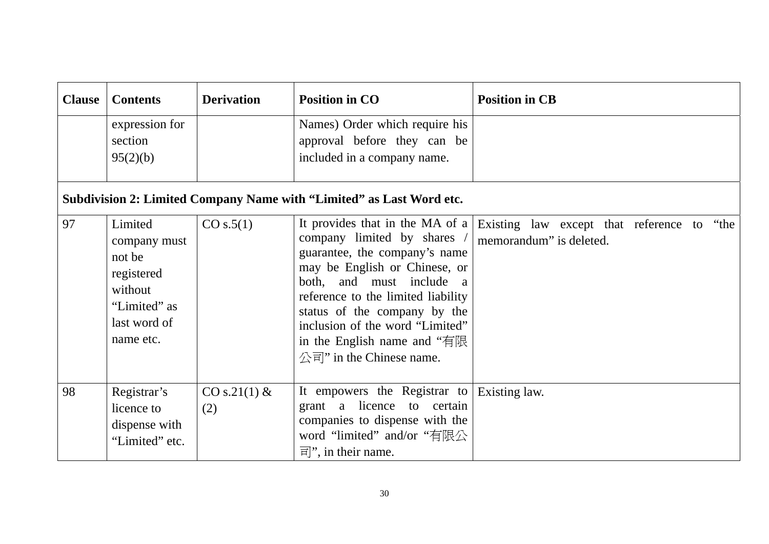| Clause | Contents | Derivation | Position in CO | Position in CB |
|---|---|---|---|---|
| | expression for section 95(2)(b) | | Names) Order which require his approval before they can be included in a company name. | |
| **Subdivision 2: Limited Company Name with "Limited" as Last Word etc.** | | | | |
| 97 | Limited company must not be registered without "Limited" as last word of name etc. | CO s.5(1) | It provides that in the MA of a company limited by shares / guarantee, the company's name may be English or Chinese, or both, and must include a reference to the limited liability status of the company by the inclusion of the word "Limited" in the English name and "有限公司" in the Chinese name. | Existing law except that reference to "the memorandum" is deleted. |
| 98 | Registrar's licence to dispense with "Limited" etc. | CO s.21(1) & (2) | It empowers the Registrar to grant a licence to certain companies to dispense with the word "limited" and/or "有限公司", in their name. | Existing law. |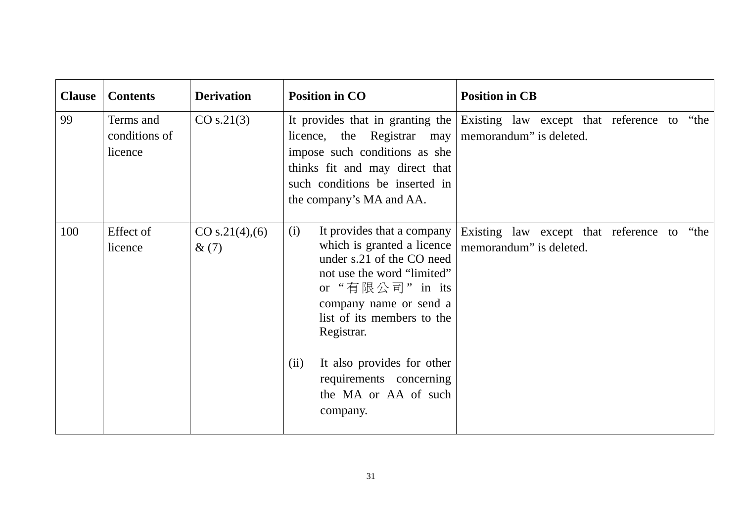| Clause | Contents | Derivation | Position in CO | Position in CB |
|---|---|---|---|---|
| 99 | Terms and conditions of licence | CO s.21(3) | It provides that in granting the licence, the Registrar may impose such conditions as she thinks fit and may direct that such conditions be inserted in the company's MA and AA. | Existing law except that reference to "the memorandum" is deleted. |
| 100 | Effect of licence | CO s.21(4),(6) & (7) | (i) It provides that a company which is granted a licence under s.21 of the CO need not use the word "limited" or "有限公司" in its company name or send a list of its members to the Registrar.<br><br>(ii) It also provides for other requirements concerning the MA or AA of such company. | Existing law except that reference to "the memorandum" is deleted. |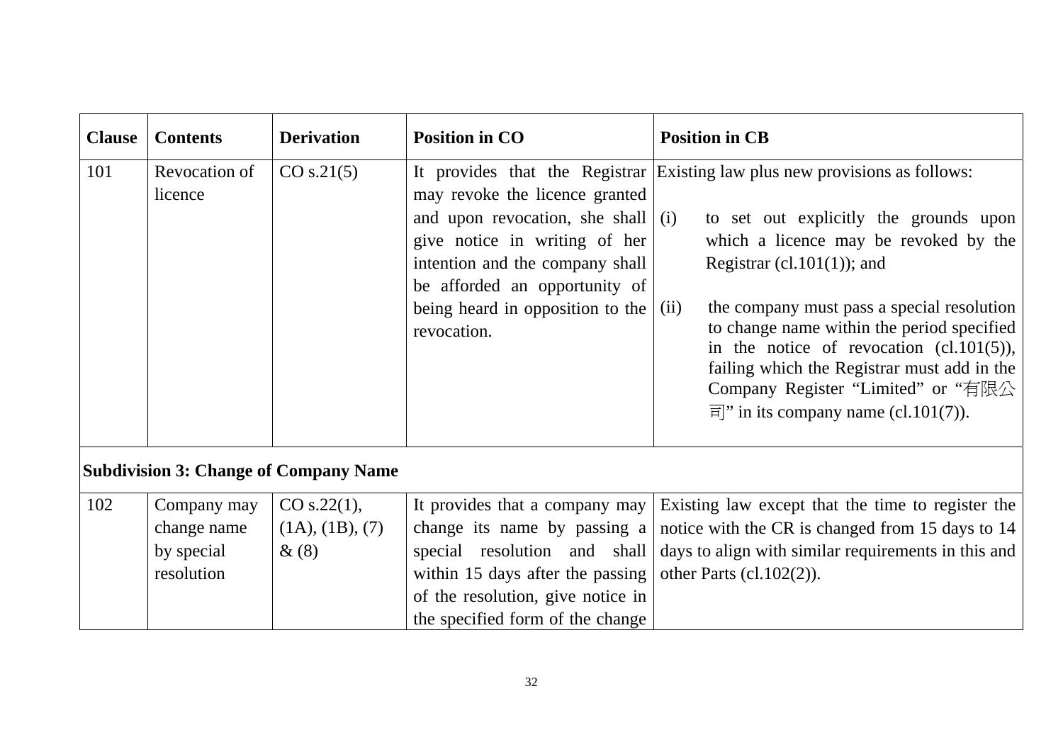| Clause | Contents | Derivation | Position in CO | Position in CB |
|---|---|---|---|---|
| 101 | Revocation of licence | CO s.21(5) | It provides that the Registrar may revoke the licence granted and upon revocation, she shall give notice in writing of her intention and the company shall be afforded an opportunity of being heard in opposition to the revocation. | Existing law plus new provisions as follows:<br><br>(i) to set out explicitly the grounds upon which a licence may be revoked by the Registrar (cl.101(1)); and<br><br>(ii) the company must pass a special resolution to change name within the period specified in the notice of revocation (cl.101(5)), failing which the Registrar must add in the Company Register “Limited” or “有限公司” in its company name (cl.101(7)). |
| **Subdivision 3: Change of Company Name** | | | | |
| 102 | Company may change name by special resolution | CO s.22(1), (1A), (1B), (7) & (8) | It provides that a company may change its name by passing a special resolution and shall within 15 days after the passing of the resolution, give notice in the specified form of the change | Existing law except that the time to register the notice with the CR is changed from 15 days to 14 days to align with similar requirements in this and other Parts (cl.102(2)). |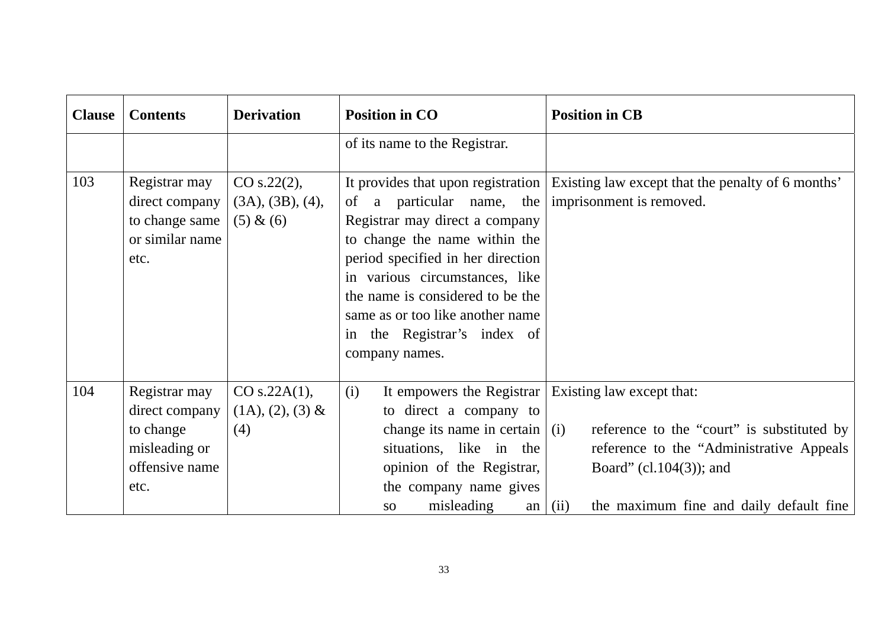| Clause | Contents | Derivation | Position in CO | Position in CB |
|---|---|---|---|---|
| | | | of its name to the Registrar. | |
| 103 | Registrar may direct company to change same or similar name etc. | CO s.22(2), (3A), (3B), (4), (5) & (6) | It provides that upon registration of a particular name, the Registrar may direct a company to change the name within the period specified in her direction in various circumstances, like the name is considered to be the same as or too like another name in the Registrar's index of company names. | Existing law except that the penalty of 6 months' imprisonment is removed. |
| 104 | Registrar may direct company to change misleading or offensive name etc. | CO s.22A(1), (1A), (2), (3) & (4) | (i) It empowers the Registrar to direct a company to change its name in certain situations, like in the opinion of the Registrar, the company name gives so misleading an | Existing law except that:<br><br>(i) reference to the "court" is substituted by reference to the "Administrative Appeals Board" (cl.104(3)); and<br><br>(ii) the maximum fine and daily default fine |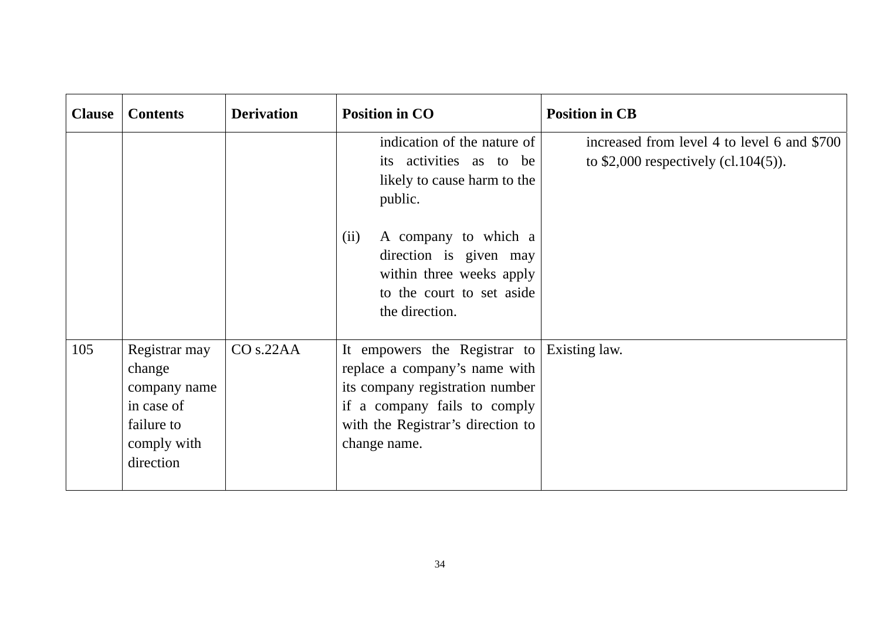| Clause | Contents | Derivation | Position in CO | Position in CB |
|---|---|---|---|---|
| | | | indication of the nature of its activities as to be likely to cause harm to the public.<br><br>(ii) A company to which a direction is given may within three weeks apply to the court to set aside the direction. | increased from level 4 to level 6 and $700 to $2,000 respectively (cl.104(5)). |
| 105 | Registrar may change company name in case of failure to comply with direction | CO s.22AA | It empowers the Registrar to replace a company's name with its company registration number if a company fails to comply with the Registrar's direction to change name. | Existing law. |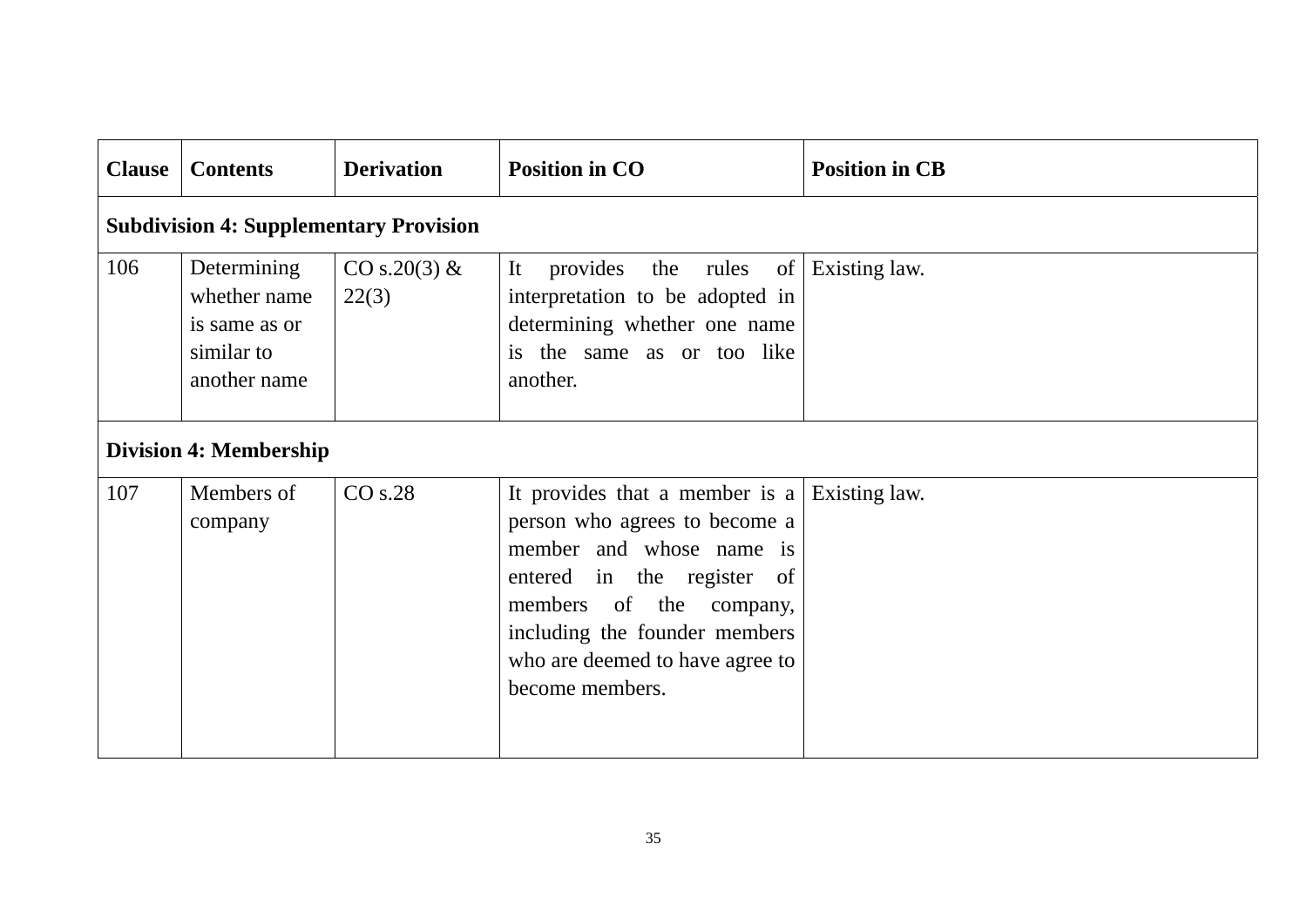| Clause | Contents | Derivation | Position in CO | Position in CB |
|---|---|---|---|---|
| **Subdivision 4: Supplementary Provision** | | | | |
| 106 | Determining whether name is same as or similar to another name | CO s.20(3) & 22(3) | It provides the rules of interpretation to be adopted in determining whether one name is the same as or too like another. | Existing law. |
| **Division 4: Membership** | | | | |
| 107 | Members of company | CO s.28 | It provides that a member is a person who agrees to become a member and whose name is entered in the register of members of the company, including the founder members who are deemed to have agree to become members. | Existing law. |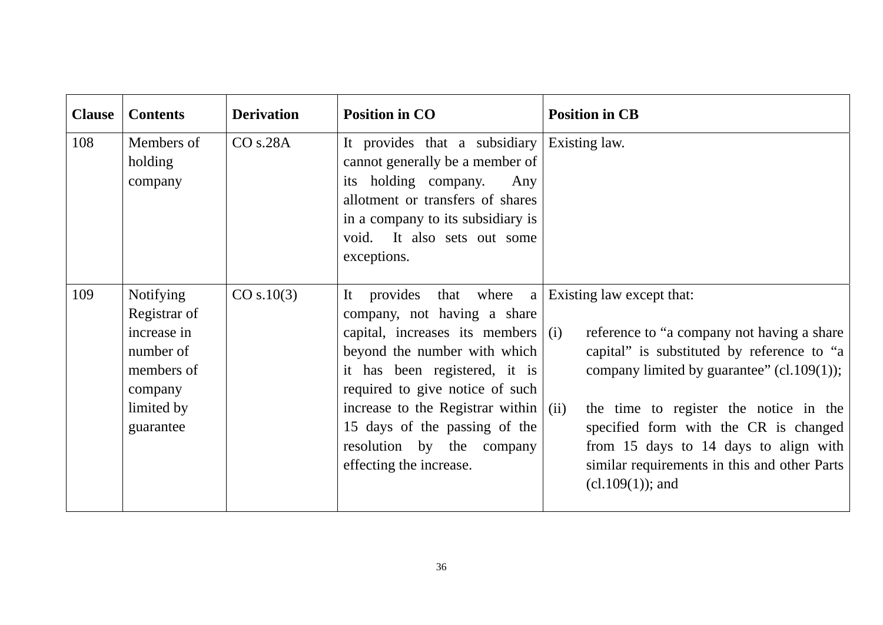| Clause | Contents | Derivation | Position in CO | Position in CB |
|---|---|---|---|---|
| 108 | Members of holding company | CO s.28A | It provides that a subsidiary cannot generally be a member of its holding company. Any allotment or transfers of shares in a company to its subsidiary is void. It also sets out some exceptions. | Existing law. |
| 109 | Notifying Registrar of increase in number of members of company limited by guarantee | CO s.10(3) | It provides that where a company, not having a share capital, increases its members beyond the number with which it has been registered, it is required to give notice of such increase to the Registrar within 15 days of the passing of the resolution by the company effecting the increase. | Existing law except that:<br><br>(i) reference to "a company not having a share capital" is substituted by reference to "a company limited by guarantee" (cl.109(1));<br><br>(ii) the time to register the notice in the specified form with the CR is changed from 15 days to 14 days to align with similar requirements in this and other Parts (cl.109(1)); and |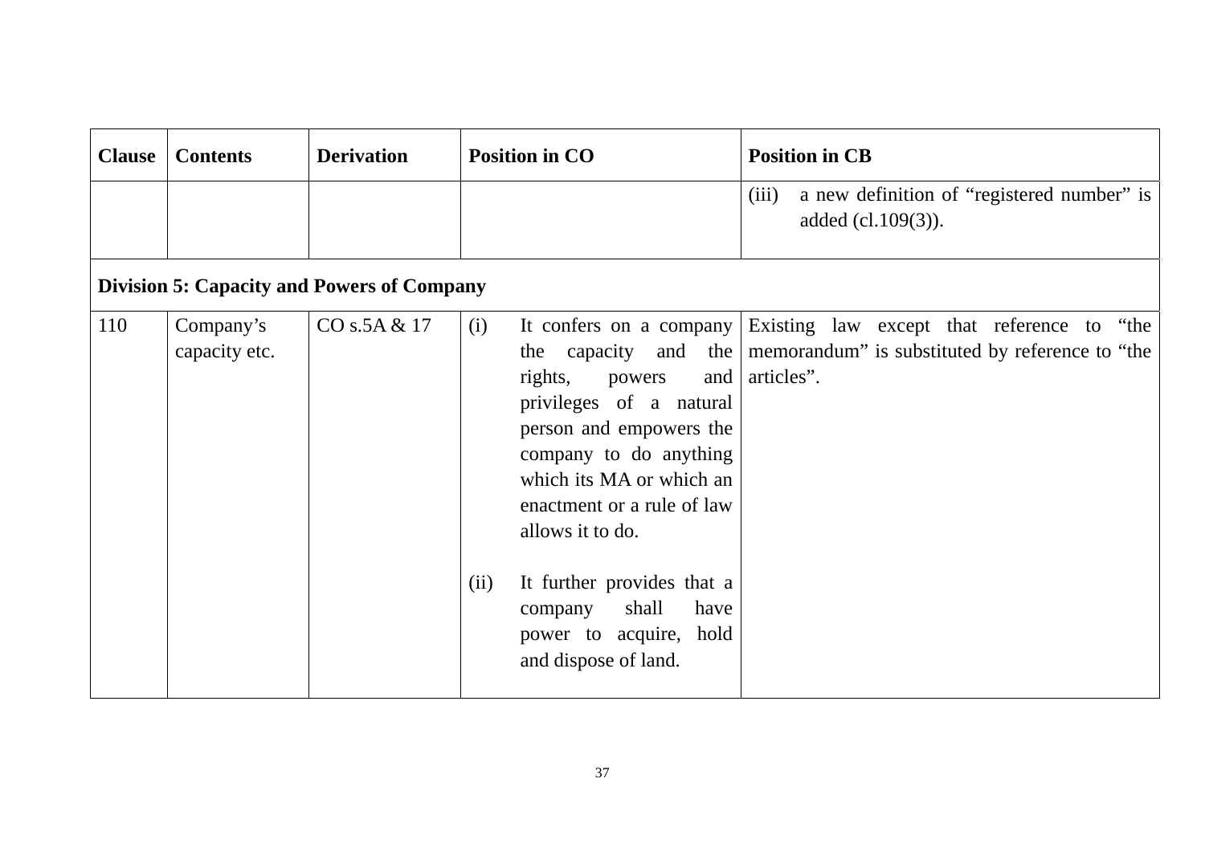| Clause | Contents | Derivation | Position in CO | Position in CB |
|---|---|---|---|---|
| | | | | (iii) a new definition of "registered number" is added (cl.109(3)). |
| **Division 5: Capacity and Powers of Company** | | | | |
| 110 | Company's capacity etc. | CO s.5A & 17 | (i) It confers on a company the capacity and the rights, powers and privileges of a natural person and empowers the company to do anything which its MA or which an enactment or a rule of law allows it to do.<br><br>(ii) It further provides that a company shall have power to acquire, hold and dispose of land. | Existing law except that reference to "the memorandum" is substituted by reference to "the articles". |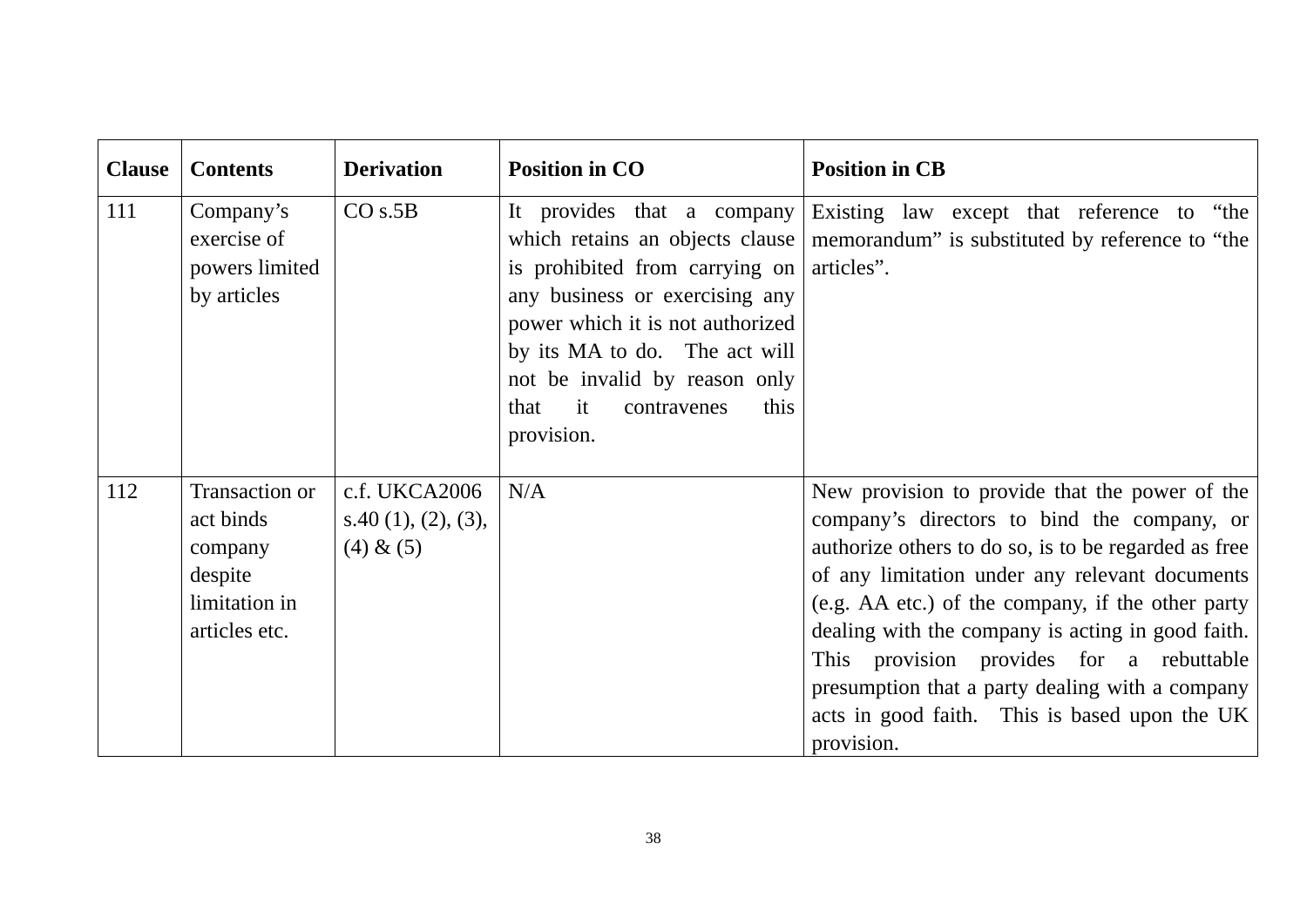| Clause | Contents | Derivation | Position in CO | Position in CB |
|---|---|---|---|---|
| 111 | Company's exercise of powers limited by articles | CO s.5B | It provides that a company which retains an objects clause is prohibited from carrying on any business or exercising any power which it is not authorized by its MA to do. The act will not be invalid by reason only that it contravenes this provision. | Existing law except that reference to "the memorandum" is substituted by reference to "the articles". |
| 112 | Transaction or act binds company despite limitation in articles etc. | c.f. UKCA2006 s.40 (1), (2), (3), (4) & (5) | N/A | New provision to provide that the power of the company's directors to bind the company, or authorize others to do so, is to be regarded as free of any limitation under any relevant documents (e.g. AA etc.) of the company, if the other party dealing with the company is acting in good faith. This provision provides for a rebuttable presumption that a party dealing with a company acts in good faith. This is based upon the UK provision. |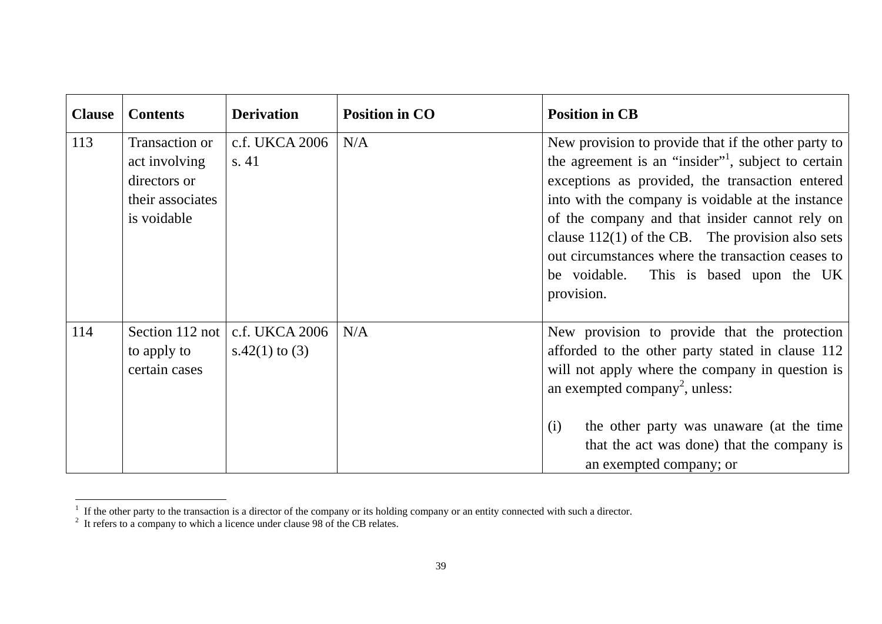| Clause | Contents | Derivation | Position in CO | Position in CB |
|---|---|---|---|---|
| 113 | Transaction or act involving directors or their associates is voidable | c.f. UKCA 2006 s. 41 | N/A | New provision to provide that if the other party to the agreement is an "insider"[1], subject to certain exceptions as provided, the transaction entered into with the company is voidable at the instance of the company and that insider cannot rely on clause 112(1) of the CB. The provision also sets out circumstances where the transaction ceases to be voidable. This is based upon the UK provision. |
| 114 | Section 112 not to apply to certain cases | c.f. UKCA 2006 s.42(1) to (3) | N/A | New provision to provide that the protection afforded to the other party stated in clause 112 will not apply where the company in question is an exempted company[2], unless:<br><br>(i) the other party was unaware (at the time that the act was done) that the company is an exempted company; or |

[1] If the other party to the transaction is a director of the company or its holding company or an entity connected with such a director.

[2] It refers to a company to which a licence under clause 98 of the CB relates.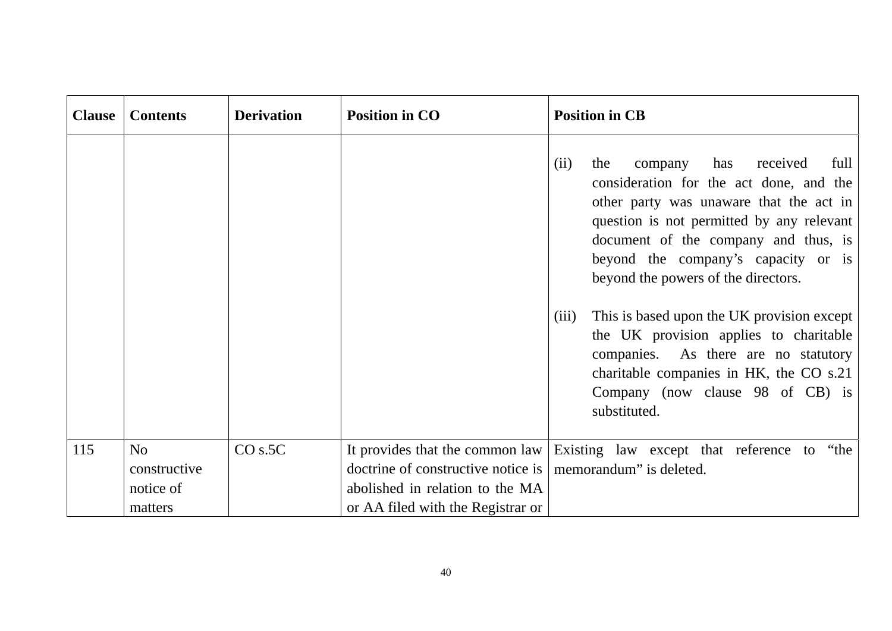| Clause | Contents | Derivation | Position in CO | Position in CB |
|---|---|---|---|---|
| | | | | (ii) the company has received full consideration for the act done, and the other party was unaware that the act in question is not permitted by any relevant document of the company and thus, is beyond the company's capacity or is beyond the powers of the directors.<br><br>(iii) This is based upon the UK provision except the UK provision applies to charitable companies. As there are no statutory charitable companies in HK, the CO s.21 Company (now clause 98 of CB) is substituted. |
| 115 | No constructive notice of matters | CO s.5C | It provides that the common law doctrine of constructive notice is abolished in relation to the MA or AA filed with the Registrar or | Existing law except that reference to "the memorandum" is deleted. |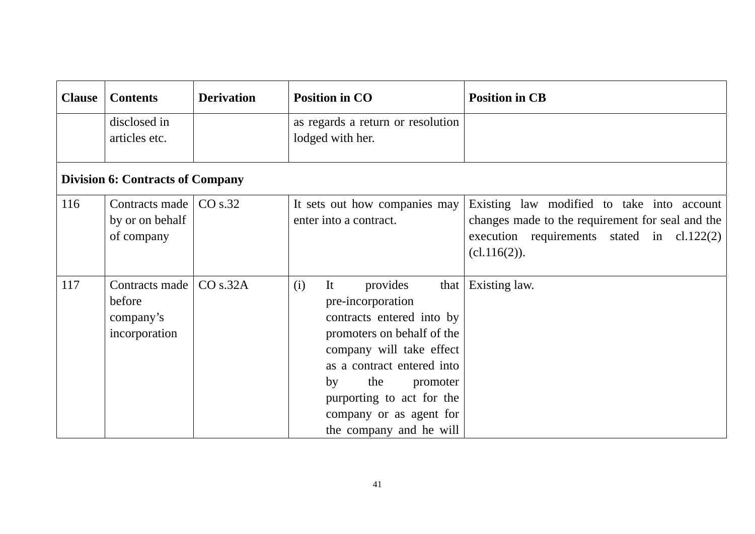| Clause | Contents | Derivation | Position in CO | Position in CB |
|---|---|---|---|---|
| | disclosed in articles etc. | | as regards a return or resolution lodged with her. | |
| **Division 6: Contracts of Company** | | | | |
| 116 | Contracts made by or on behalf of company | CO s.32 | It sets out how companies may enter into a contract. | Existing law modified to take into account changes made to the requirement for seal and the execution requirements stated in cl.122(2) (cl.116(2)). |
| 117 | Contracts made before company's incorporation | CO s.32A | (i) It provides that pre-incorporation contracts entered into by promoters on behalf of the company will take effect as a contract entered into by the promoter purporting to act for the company or as agent for the company and he will | Existing law. |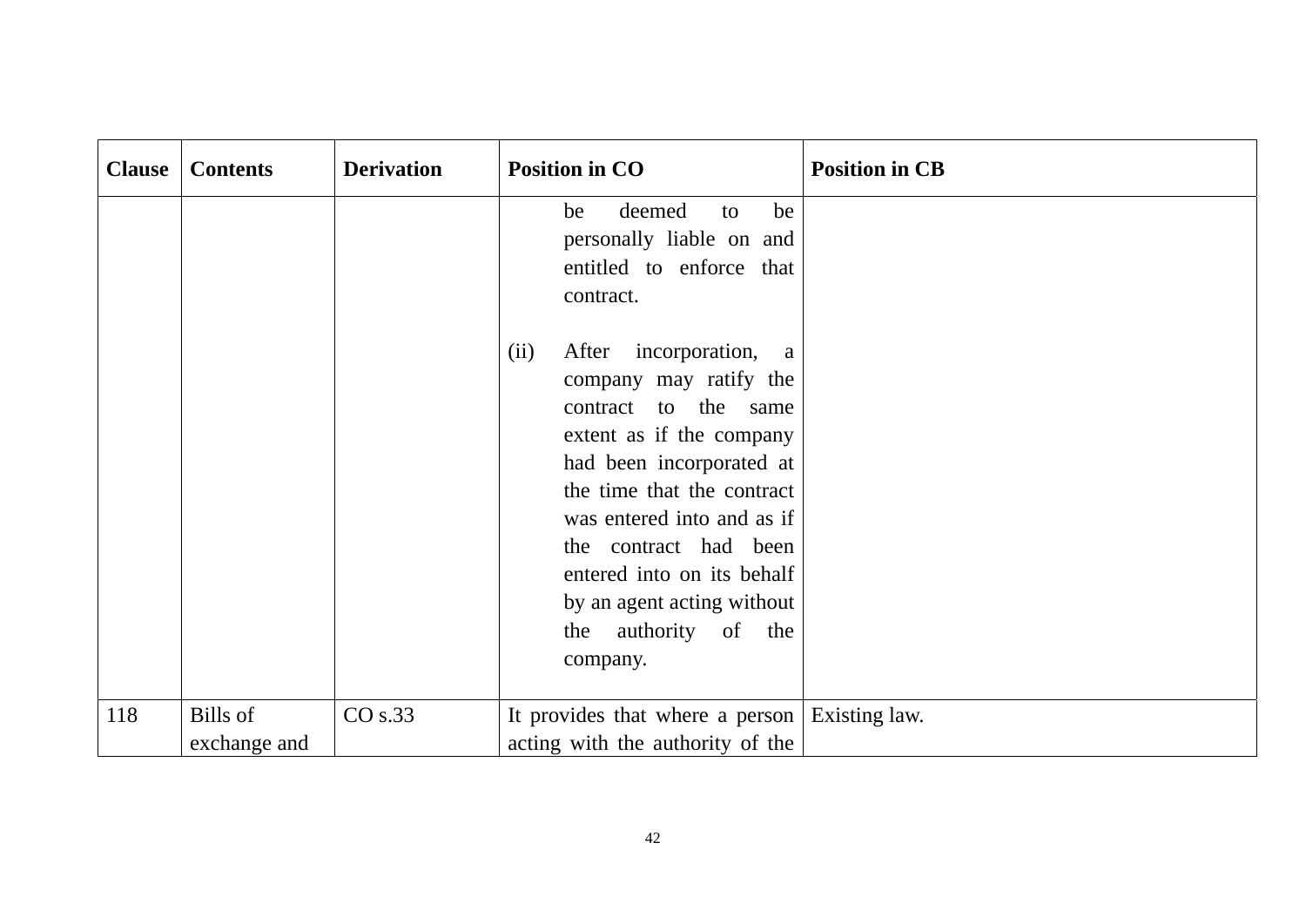| Clause | Contents | Derivation | Position in CO | Position in CB |
|---|---|---|---|---|
| | | | be deemed to be personally liable on and entitled to enforce that contract.<br><br>(ii) After incorporation, a company may ratify the contract to the same extent as if the company had been incorporated at the time that the contract was entered into and as if the contract had been entered into on its behalf by an agent acting without the authority of the company. | |
| 118 | Bills of exchange and | CO s.33 | It provides that where a person acting with the authority of the | Existing law. |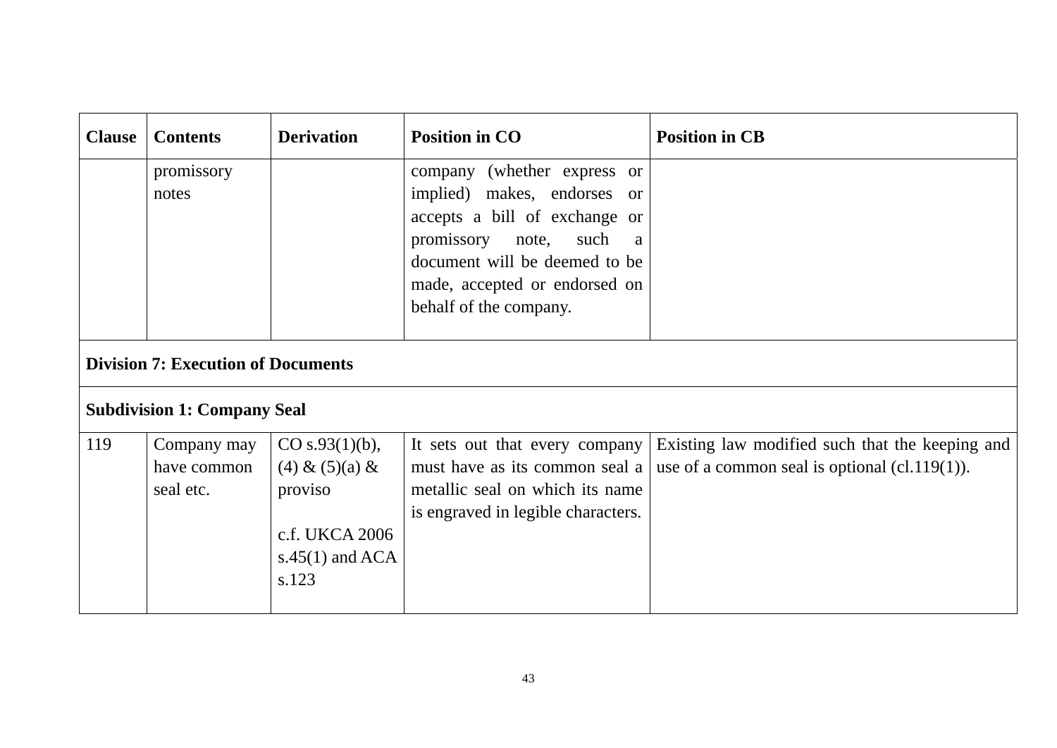| Clause | Contents | Derivation | Position in CO | Position in CB |
|---|---|---|---|---|
| | promissory notes | | company (whether express or implied) makes, endorses or accepts a bill of exchange or promissory note, such a document will be deemed to be made, accepted or endorsed on behalf of the company. | |
| **Division 7: Execution of Documents** | | | | |
| **Subdivision 1: Company Seal** | | | | |
| 119 | Company may have common seal etc. | CO s.93(1)(b), (4) & (5)(a) & proviso<br><br>c.f. UKCA 2006 s.45(1) and ACA s.123 | It sets out that every company must have as its common seal a metallic seal on which its name is engraved in legible characters. | Existing law modified such that the keeping and use of a common seal is optional (cl.119(1)). |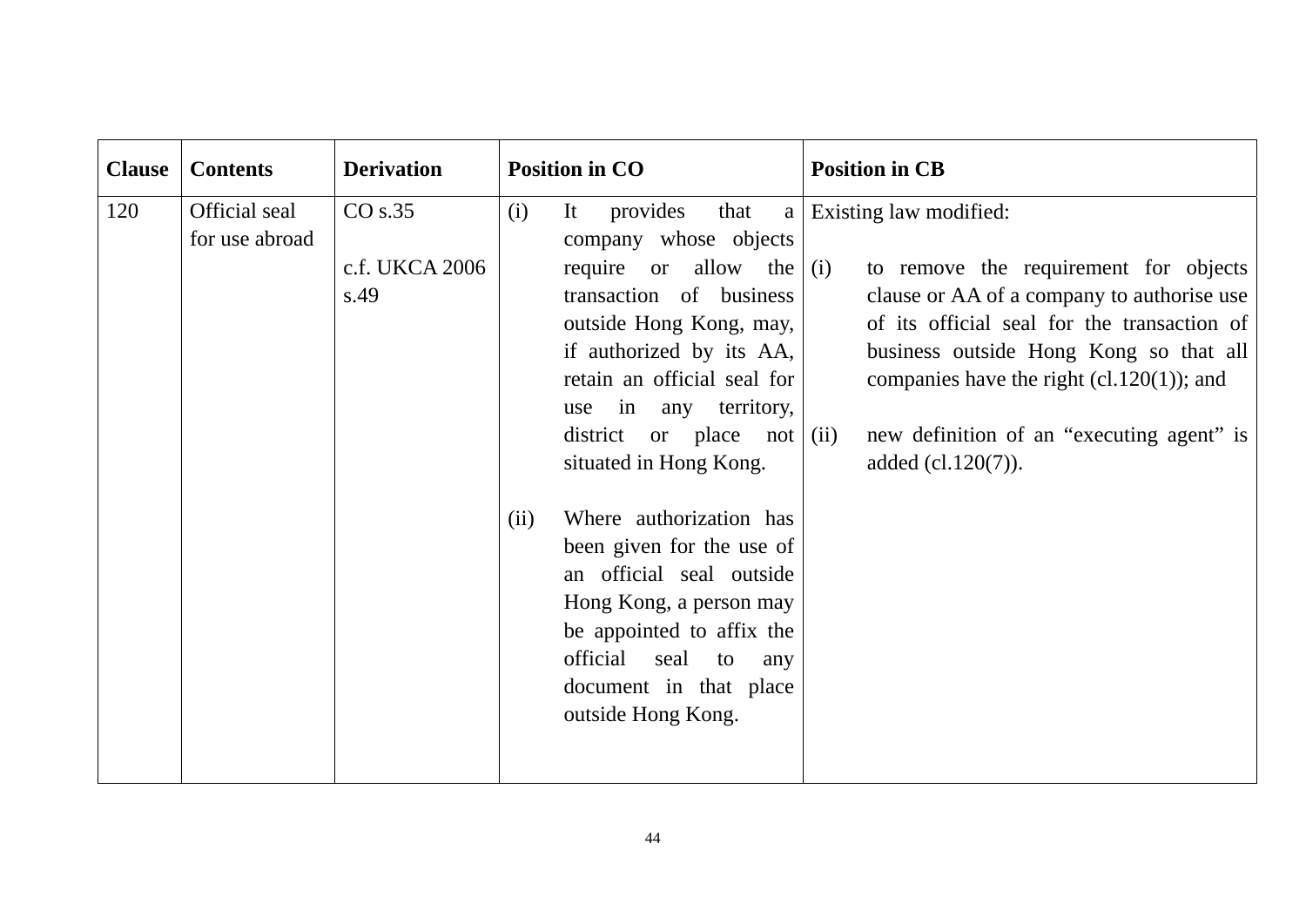| Clause | Contents | Derivation | Position in CO | Position in CB |
|---|---|---|---|---|
| 120 | Official seal for use abroad | CO s.35<br><br>c.f. UKCA 2006 s.49 | (i) It provides that a company whose objects require or allow the transaction of business outside Hong Kong, may, if authorized by its AA, retain an official seal for use in any territory, district or place not situated in Hong Kong.<br><br>(ii) Where authorization has been given for the use of an official seal outside Hong Kong, a person may be appointed to affix the official seal to any document in that place outside Hong Kong. | Existing law modified:<br><br>(i) to remove the requirement for objects clause or AA of a company to authorise use of its official seal for the transaction of business outside Hong Kong so that all companies have the right (cl.120(1)); and<br><br>(ii) new definition of an "executing agent" is added (cl.120(7)). |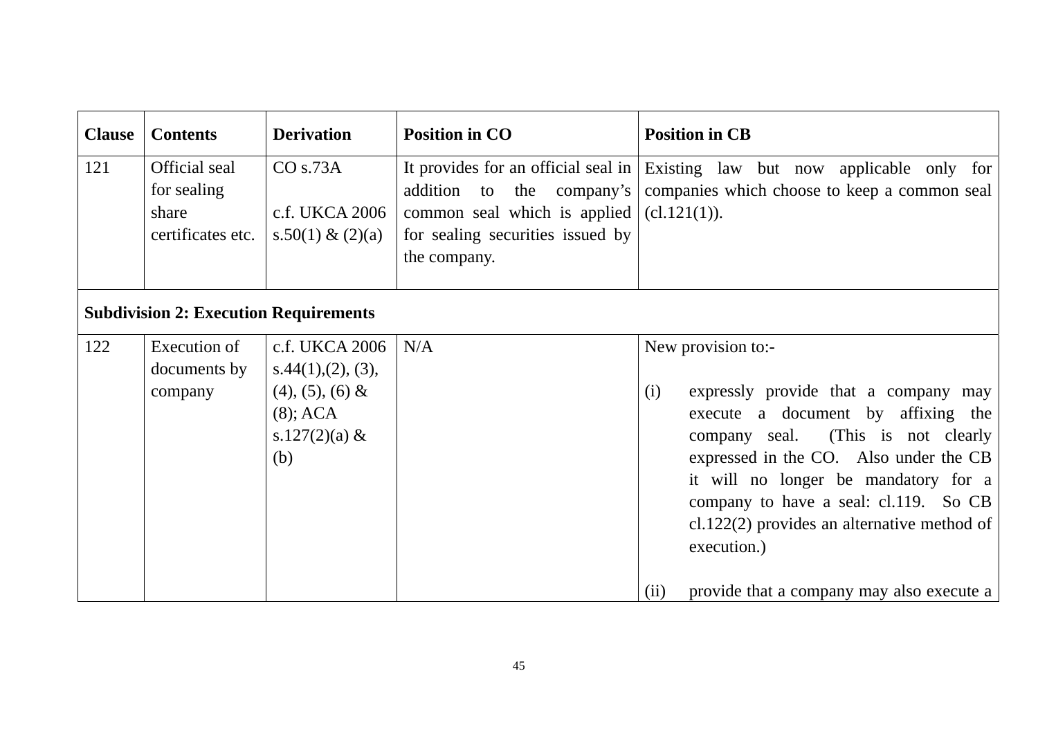| Clause | Contents | Derivation | Position in CO | Position in CB |
|---|---|---|---|---|
| 121 | Official seal for sealing share certificates etc. | CO s.73A<br><br>c.f. UKCA 2006 s.50(1) & (2)(a) | It provides for an official seal in addition to the company's common seal which is applied for sealing securities issued by the company. | Existing law but now applicable only for companies which choose to keep a common seal (cl.121(1)). |
| **Subdivision 2: Execution Requirements** | | | | |
| 122 | Execution of documents by company | c.f. UKCA 2006 s.44(1),(2), (3), (4), (5), (6) & (8); ACA s.127(2)(a) & (b) | N/A | New provision to:-<br><br>(i) expressly provide that a company may execute a document by affixing the company seal. (This is not clearly expressed in the CO. Also under the CB it will no longer be mandatory for a company to have a seal: cl.119. So CB cl.122(2) provides an alternative method of execution.)<br><br>(ii) provide that a company may also execute a |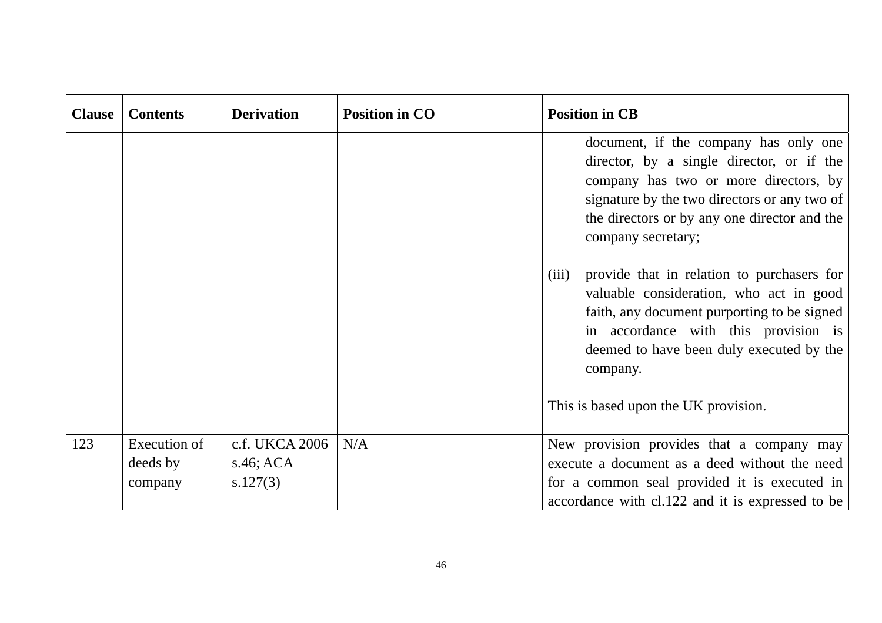| Clause | Contents | Derivation | Position in CO | Position in CB |
|---|---|---|---|---|
| | | | | document, if the company has only one director, by a single director, or if the company has two or more directors, by signature by the two directors or any two of the directors or by any one director and the company secretary;<br><br>(iii) provide that in relation to purchasers for valuable consideration, who act in good faith, any document purporting to be signed in accordance with this provision is deemed to have been duly executed by the company.<br><br>This is based upon the UK provision. |
| 123 | Execution of deeds by company | c.f. UKCA 2006 s.46; ACA s.127(3) | N/A | New provision provides that a company may execute a document as a deed without the need for a common seal provided it is executed in accordance with cl.122 and it is expressed to be |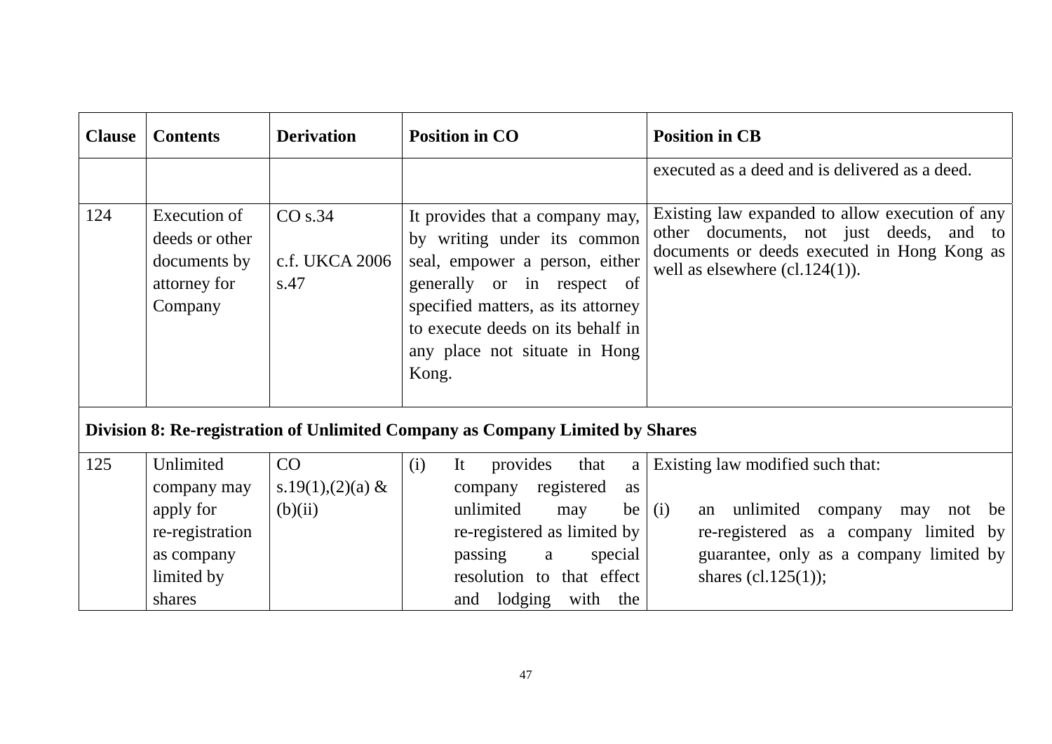| Clause | Contents | Derivation | Position in CO | Position in CB |
|---|---|---|---|---|
| | | | | executed as a deed and is delivered as a deed. |
| 124 | Execution of deeds or other documents by attorney for Company | CO s.34<br><br>c.f. UKCA 2006 s.47 | It provides that a company may, by writing under its common seal, empower a person, either generally or in respect of specified matters, as its attorney to execute deeds on its behalf in any place not situate in Hong Kong. | Existing law expanded to allow execution of any other documents, not just deeds, and to documents or deeds executed in Hong Kong as well as elsewhere (cl.124(1)). |
| **Division 8: Re-registration of Unlimited Company as Company Limited by Shares** | | | | |
| 125 | Unlimited company may apply for re-registration as company limited by shares | CO s.19(1),(2)(a) & (b)(ii) | (i) It provides that a company registered as unlimited may be re-registered as limited by passing a special resolution to that effect and lodging with the | Existing law modified such that:<br><br>(i) an unlimited company may not be re-registered as a company limited by guarantee, only as a company limited by shares (cl.125(1)); |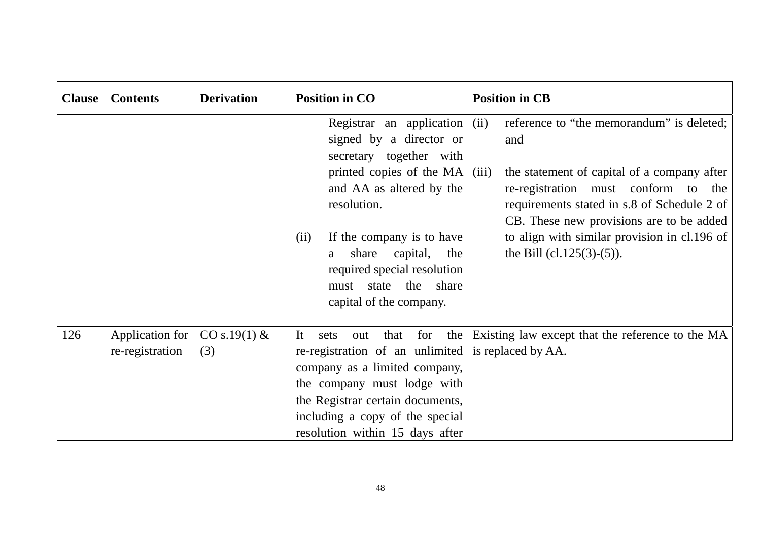| Clause | Contents | Derivation | Position in CO | Position in CB |
|---|---|---|---|---|
| | | | Registrar an application signed by a director or secretary together with printed copies of the MA and AA as altered by the resolution.<br><br>(ii) If the company is to have a share capital, the required special resolution must state the share capital of the company. | (ii) reference to "the memorandum" is deleted; and<br><br>(iii) the statement of capital of a company after re-registration must conform to the requirements stated in s.8 of Schedule 2 of CB. These new provisions are to be added to align with similar provision in cl.196 of the Bill (cl.125(3)-(5)). |
| 126 | Application for re-registration | CO s.19(1) & (3) | It sets out that for the re-registration of an unlimited company as a limited company, the company must lodge with the Registrar certain documents, including a copy of the special resolution within 15 days after | Existing law except that the reference to the MA is replaced by AA. |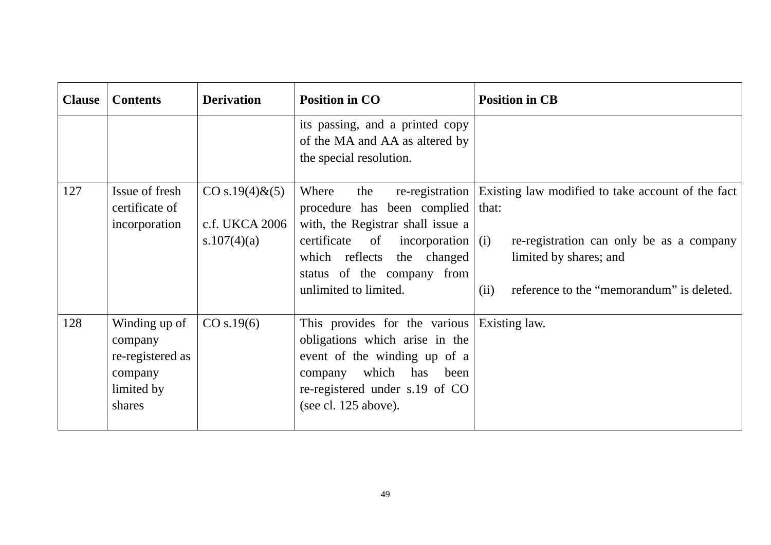| Clause | Contents | Derivation | Position in CO | Position in CB |
| --- | --- | --- | --- | --- |
| | | | its passing, and a printed copy of the MA and AA as altered by the special resolution. | |
| 127 | Issue of fresh certificate of incorporation | CO s.19(4)&(5)<br><br>c.f. UKCA 2006 s.107(4)(a) | Where the re-registration procedure has been complied with, the Registrar shall issue a certificate of incorporation which reflects the changed status of the company from unlimited to limited. | Existing law modified to take account of the fact that:<br><br>(i) re-registration can only be as a company limited by shares; and<br><br>(ii) reference to the "memorandum" is deleted. |
| 128 | Winding up of company re-registered as company limited by shares | CO s.19(6) | This provides for the various obligations which arise in the event of the winding up of a company which has been re-registered under s.19 of CO (see cl. 125 above). | Existing law. |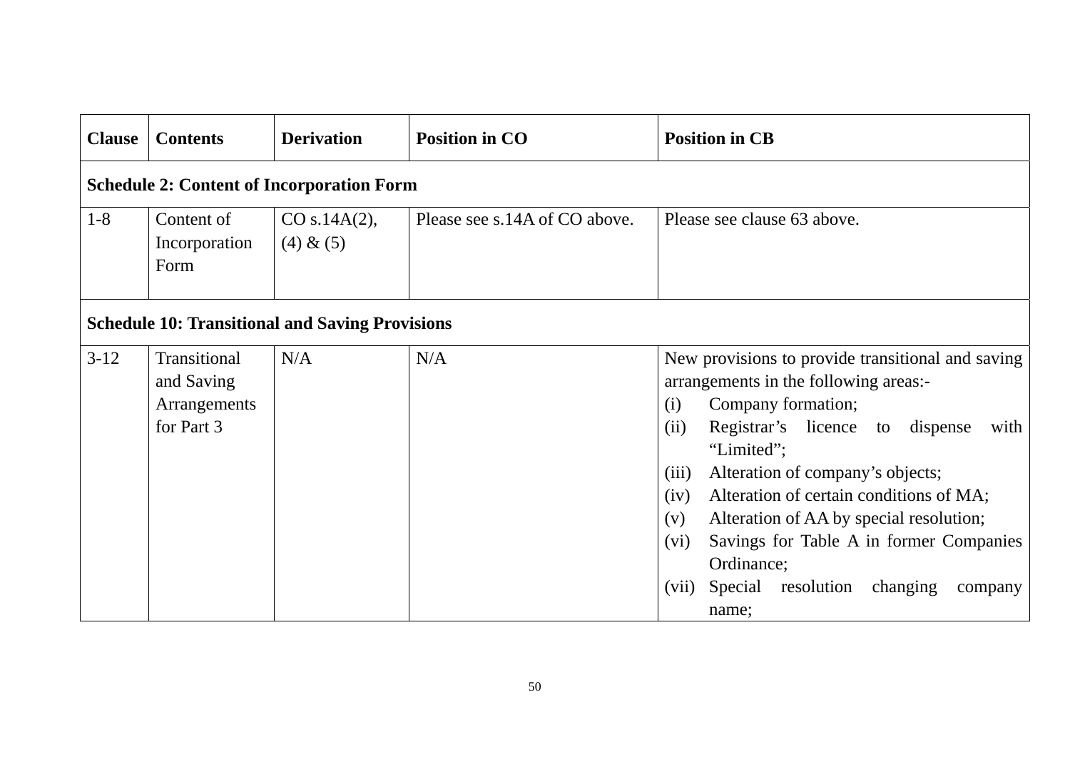| Clause | Contents | Derivation | Position in CO | Position in CB |
|---|---|---|---|---|
| **Schedule 2: Content of Incorporation Form** | | | | |
| 1-8 | Content of Incorporation Form | CO s.14A(2), (4) & (5) | Please see s.14A of CO above. | Please see clause 63 above. |
| **Schedule 10: Transitional and Saving Provisions** | | | | |
| 3-12 | Transitional and Saving Arrangements for Part 3 | N/A | N/A | New provisions to provide transitional and saving arrangements in the following areas:-<br>(i) Company formation;<br>(ii) Registrar's licence to dispense with "Limited";<br>(iii) Alteration of company's objects;<br>(iv) Alteration of certain conditions of MA;<br>(v) Alteration of AA by special resolution;<br>(vi) Savings for Table A in former Companies Ordinance;<br>(vii) Special resolution changing company name; |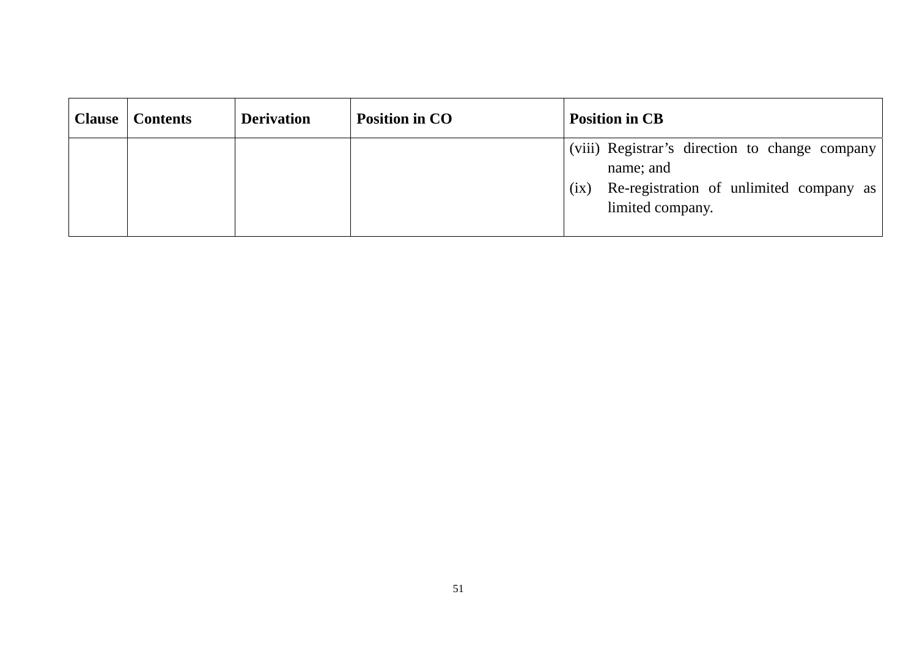| Clause | Contents | Derivation | Position in CO | Position in CB |
|---|---|---|---|---|
| | | | | (viii) Registrar's direction to change company name; and<br>(ix) Re-registration of unlimited company as limited company. |